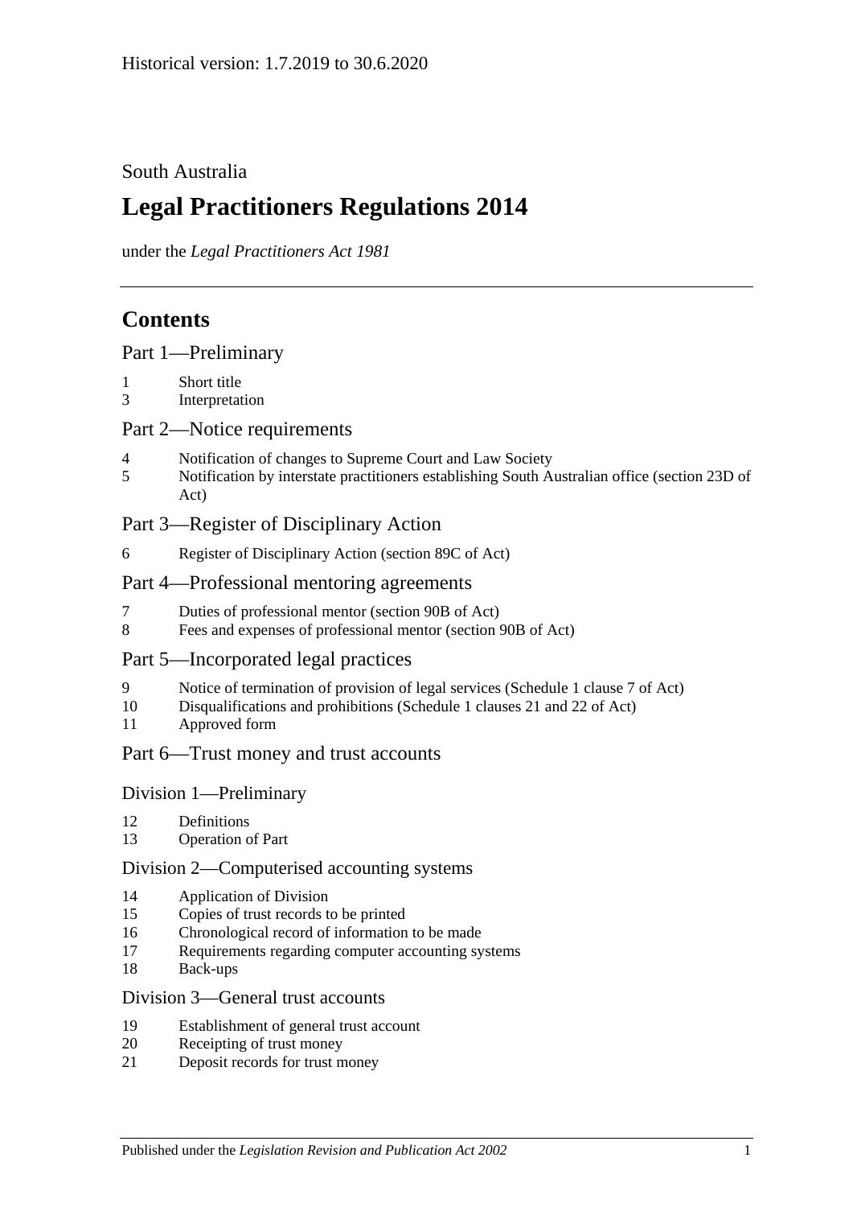Historical version: 1.7.2019 to 30.6.2020

South Australia

# Legal Practitioners Regulations 2014

under the *Legal Practitioners Act 1981*

## Contents

### Part 1—Preliminary

1 Short title
3 Interpretation

### Part 2—Notice requirements

4 Notification of changes to Supreme Court and Law Society
5 Notification by interstate practitioners establishing South Australian office (section 23D of Act)

### Part 3—Register of Disciplinary Action

6 Register of Disciplinary Action (section 89C of Act)

### Part 4—Professional mentoring agreements

7 Duties of professional mentor (section 90B of Act)
8 Fees and expenses of professional mentor (section 90B of Act)

### Part 5—Incorporated legal practices

9 Notice of termination of provision of legal services (Schedule 1 clause 7 of Act)
10 Disqualifications and prohibitions (Schedule 1 clauses 21 and 22 of Act)
11 Approved form

### Part 6—Trust money and trust accounts

#### Division 1—Preliminary

12 Definitions
13 Operation of Part

#### Division 2—Computerised accounting systems

14 Application of Division
15 Copies of trust records to be printed
16 Chronological record of information to be made
17 Requirements regarding computer accounting systems
18 Back-ups

#### Division 3—General trust accounts

19 Establishment of general trust account
20 Receipting of trust money
21 Deposit records for trust money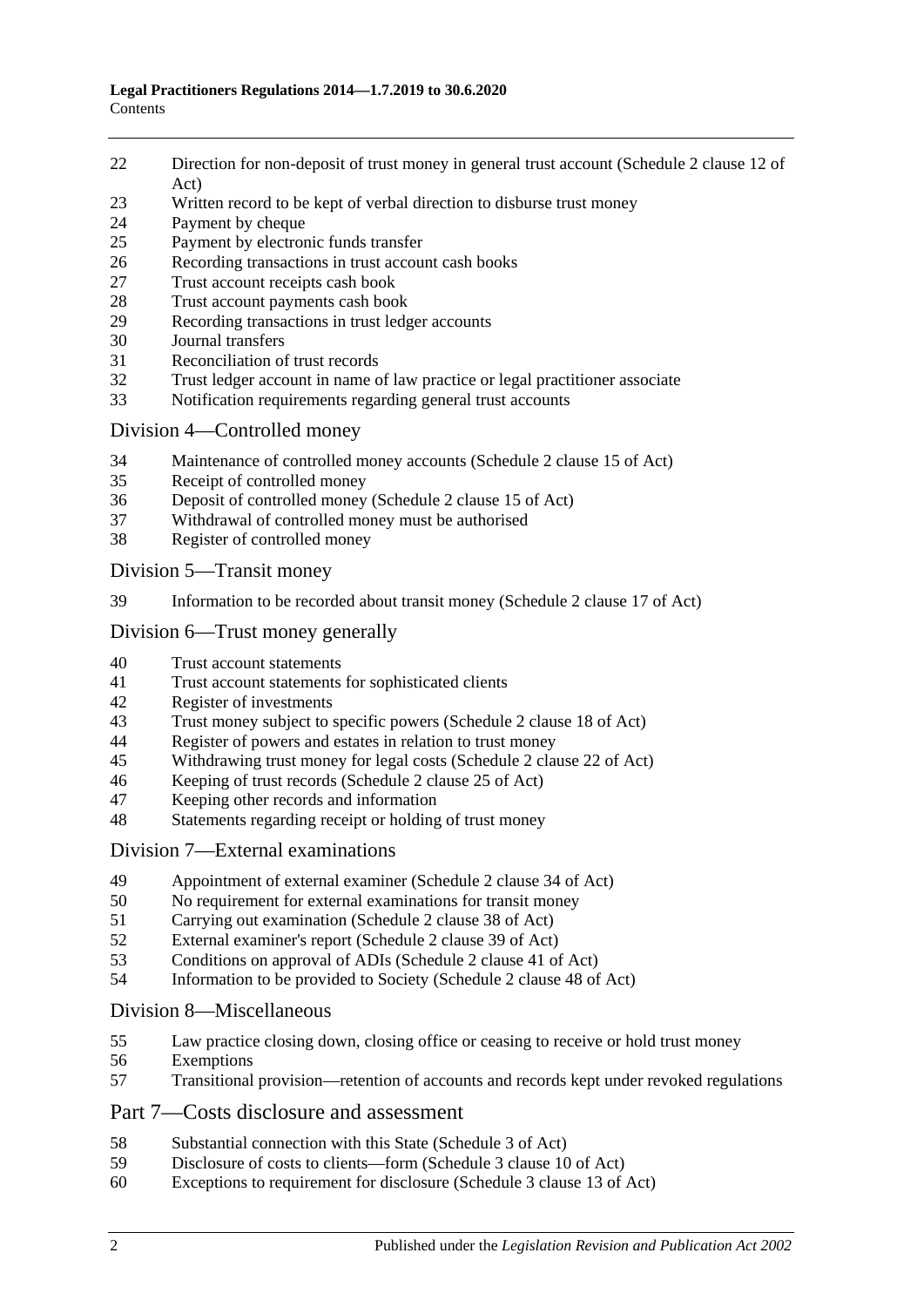22 Direction for non-deposit of trust money in general trust account (Schedule 2 clause 12 of Act)
23 Written record to be kept of verbal direction to disburse trust money
24 Payment by cheque
25 Payment by electronic funds transfer
26 Recording transactions in trust account cash books
27 Trust account receipts cash book
28 Trust account payments cash book
29 Recording transactions in trust ledger accounts
30 Journal transfers
31 Reconciliation of trust records
32 Trust ledger account in name of law practice or legal practitioner associate
33 Notification requirements regarding general trust accounts

## Division 4—Controlled money

34 Maintenance of controlled money accounts (Schedule 2 clause 15 of Act)
35 Receipt of controlled money
36 Deposit of controlled money (Schedule 2 clause 15 of Act)
37 Withdrawal of controlled money must be authorised
38 Register of controlled money

## Division 5—Transit money

39 Information to be recorded about transit money (Schedule 2 clause 17 of Act)

## Division 6—Trust money generally

40 Trust account statements
41 Trust account statements for sophisticated clients
42 Register of investments
43 Trust money subject to specific powers (Schedule 2 clause 18 of Act)
44 Register of powers and estates in relation to trust money
45 Withdrawing trust money for legal costs (Schedule 2 clause 22 of Act)
46 Keeping of trust records (Schedule 2 clause 25 of Act)
47 Keeping other records and information
48 Statements regarding receipt or holding of trust money

## Division 7—External examinations

49 Appointment of external examiner (Schedule 2 clause 34 of Act)
50 No requirement for external examinations for transit money
51 Carrying out examination (Schedule 2 clause 38 of Act)
52 External examiner's report (Schedule 2 clause 39 of Act)
53 Conditions on approval of ADIs (Schedule 2 clause 41 of Act)
54 Information to be provided to Society (Schedule 2 clause 48 of Act)

## Division 8—Miscellaneous

55 Law practice closing down, closing office or ceasing to receive or hold trust money
56 Exemptions
57 Transitional provision—retention of accounts and records kept under revoked regulations

## Part 7—Costs disclosure and assessment

58 Substantial connection with this State (Schedule 3 of Act)
59 Disclosure of costs to clients—form (Schedule 3 clause 10 of Act)
60 Exceptions to requirement for disclosure (Schedule 3 clause 13 of Act)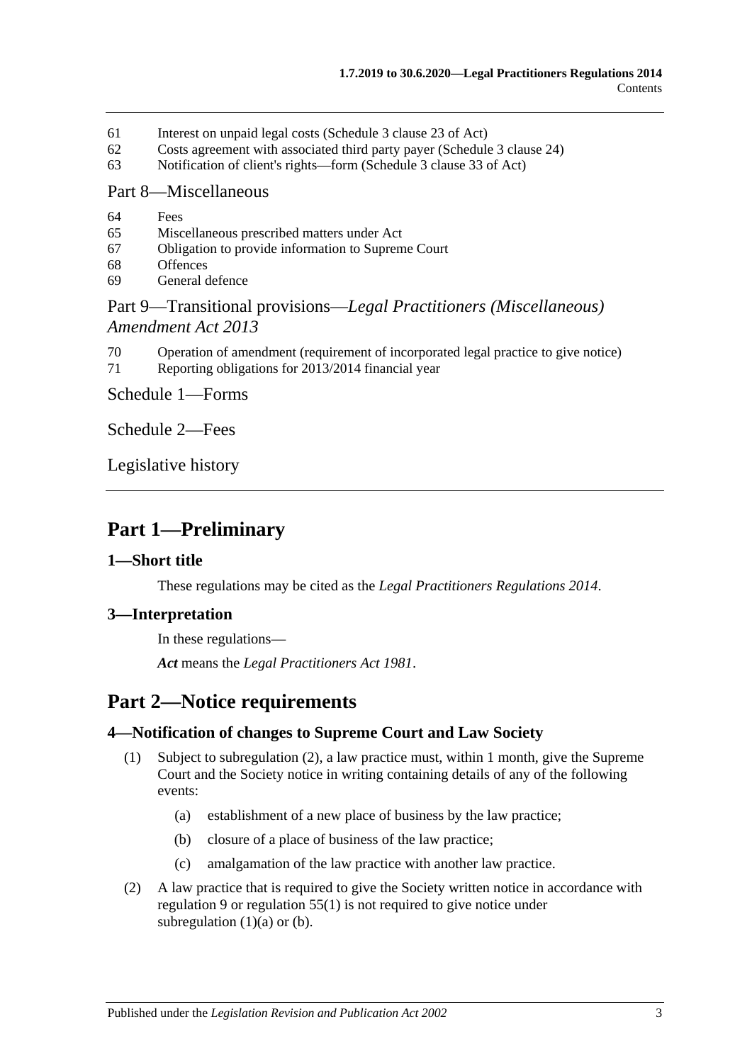61 Interest on unpaid legal costs (Schedule 3 clause 23 of Act)
62 Costs agreement with associated third party payer (Schedule 3 clause 24)
63 Notification of client's rights—form (Schedule 3 clause 33 of Act)

Part 8—Miscellaneous

64 Fees
65 Miscellaneous prescribed matters under Act
67 Obligation to provide information to Supreme Court
68 Offences
69 General defence

Part 9—Transitional provisions—*Legal Practitioners (Miscellaneous) Amendment Act 2013*

70 Operation of amendment (requirement of incorporated legal practice to give notice)
71 Reporting obligations for 2013/2014 financial year

Schedule 1—Forms

Schedule 2—Fees

Legislative history

# Part 1—Preliminary

## 1—Short title

These regulations may be cited as the *Legal Practitioners Regulations 2014*.

## 3—Interpretation

In these regulations—

***Act*** means the *Legal Practitioners Act 1981*.

# Part 2—Notice requirements

## 4—Notification of changes to Supreme Court and Law Society

(1) Subject to subregulation (2), a law practice must, within 1 month, give the Supreme Court and the Society notice in writing containing details of any of the following events:

(a) establishment of a new place of business by the law practice;

(b) closure of a place of business of the law practice;

(c) amalgamation of the law practice with another law practice.

(2) A law practice that is required to give the Society written notice in accordance with regulation 9 or regulation 55(1) is not required to give notice under subregulation (1)(a) or (b).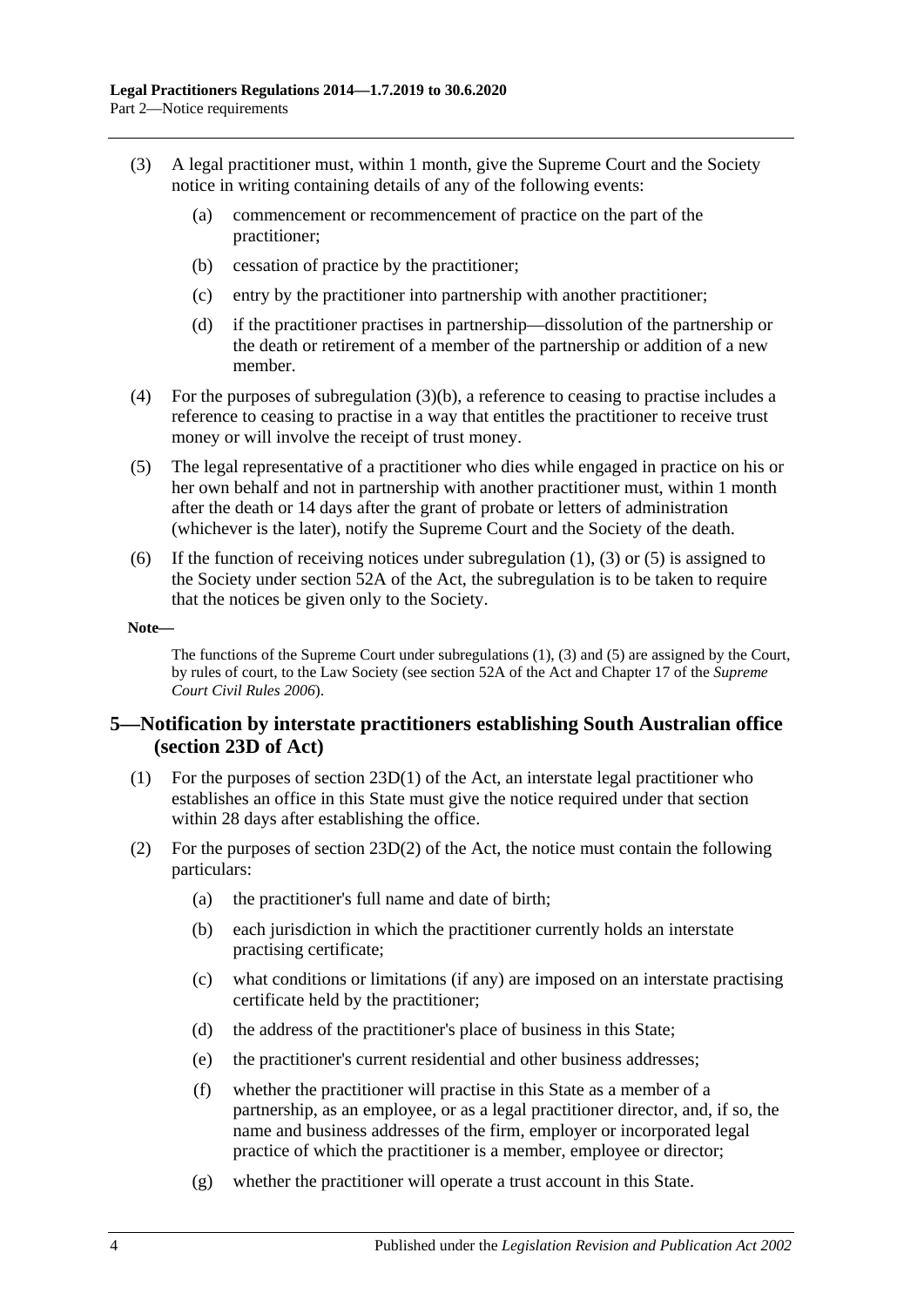(3) A legal practitioner must, within 1 month, give the Supreme Court and the Society notice in writing containing details of any of the following events:

  (a) commencement or recommencement of practice on the part of the practitioner;

  (b) cessation of practice by the practitioner;

  (c) entry by the practitioner into partnership with another practitioner;

  (d) if the practitioner practises in partnership—dissolution of the partnership or the death or retirement of a member of the partnership or addition of a new member.

(4) For the purposes of subregulation (3)(b), a reference to ceasing to practise includes a reference to ceasing to practise in a way that entitles the practitioner to receive trust money or will involve the receipt of trust money.

(5) The legal representative of a practitioner who dies while engaged in practice on his or her own behalf and not in partnership with another practitioner must, within 1 month after the death or 14 days after the grant of probate or letters of administration (whichever is the later), notify the Supreme Court and the Society of the death.

(6) If the function of receiving notices under subregulation (1), (3) or (5) is assigned to the Society under section 52A of the Act, the subregulation is to be taken to require that the notices be given only to the Society.

**Note—**

The functions of the Supreme Court under subregulations (1), (3) and (5) are assigned by the Court, by rules of court, to the Law Society (see section 52A of the Act and Chapter 17 of the *Supreme Court Civil Rules 2006*).

## 5—Notification by interstate practitioners establishing South Australian office (section 23D of Act)

(1) For the purposes of section 23D(1) of the Act, an interstate legal practitioner who establishes an office in this State must give the notice required under that section within 28 days after establishing the office.

(2) For the purposes of section 23D(2) of the Act, the notice must contain the following particulars:

  (a) the practitioner's full name and date of birth;

  (b) each jurisdiction in which the practitioner currently holds an interstate practising certificate;

  (c) what conditions or limitations (if any) are imposed on an interstate practising certificate held by the practitioner;

  (d) the address of the practitioner's place of business in this State;

  (e) the practitioner's current residential and other business addresses;

  (f) whether the practitioner will practise in this State as a member of a partnership, as an employee, or as a legal practitioner director, and, if so, the name and business addresses of the firm, employer or incorporated legal practice of which the practitioner is a member, employee or director;

  (g) whether the practitioner will operate a trust account in this State.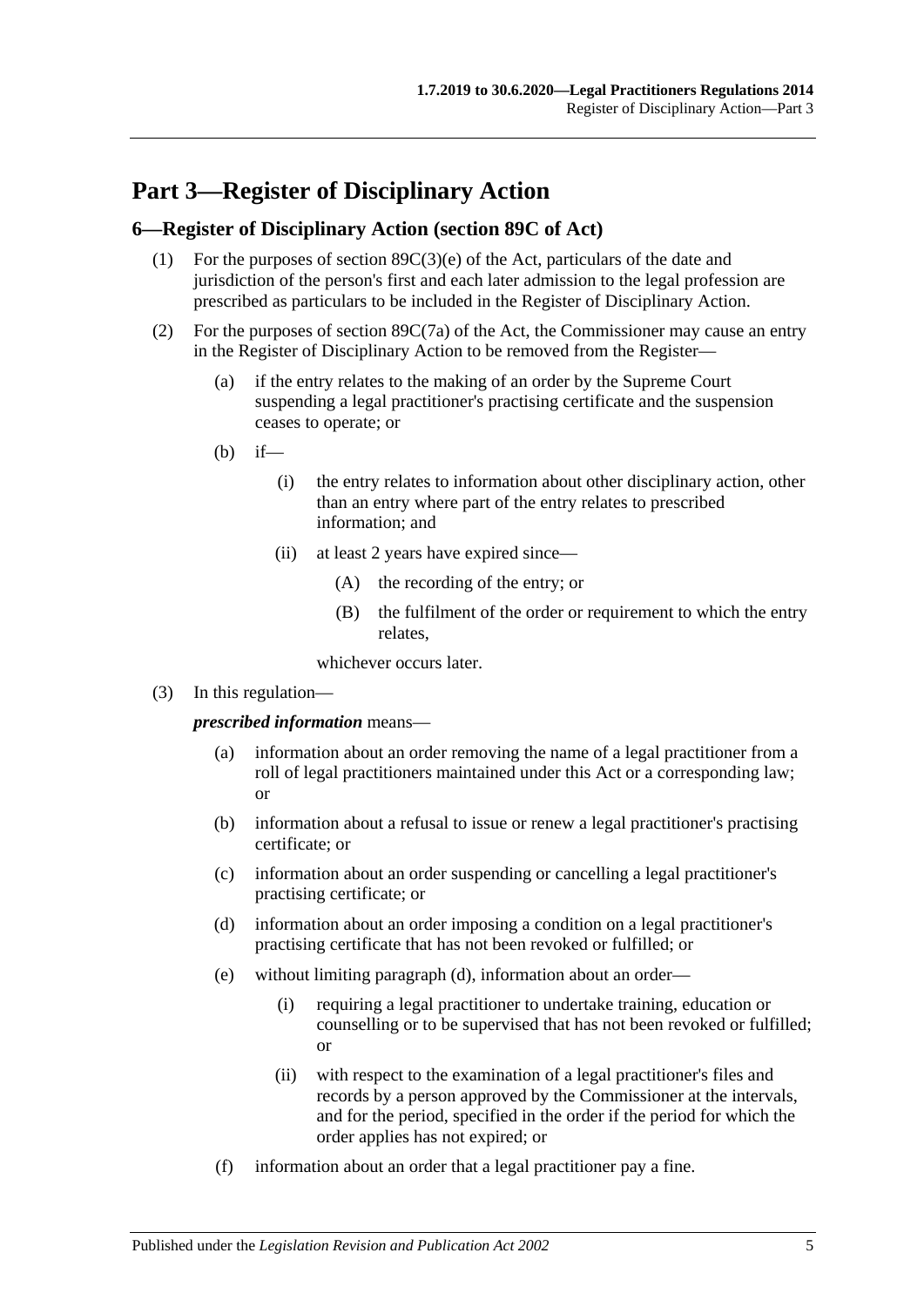# Part 3—Register of Disciplinary Action

## 6—Register of Disciplinary Action (section 89C of Act)

(1) For the purposes of section 89C(3)(e) of the Act, particulars of the date and jurisdiction of the person's first and each later admission to the legal profession are prescribed as particulars to be included in the Register of Disciplinary Action.

(2) For the purposes of section 89C(7a) of the Act, the Commissioner may cause an entry in the Register of Disciplinary Action to be removed from the Register—

(a) if the entry relates to the making of an order by the Supreme Court suspending a legal practitioner's practising certificate and the suspension ceases to operate; or

(b) if—

(i) the entry relates to information about other disciplinary action, other than an entry where part of the entry relates to prescribed information; and

(ii) at least 2 years have expired since—

(A) the recording of the entry; or

(B) the fulfilment of the order or requirement to which the entry relates,

whichever occurs later.

(3) In this regulation—

***prescribed information*** means—

(a) information about an order removing the name of a legal practitioner from a roll of legal practitioners maintained under this Act or a corresponding law; or

(b) information about a refusal to issue or renew a legal practitioner's practising certificate; or

(c) information about an order suspending or cancelling a legal practitioner's practising certificate; or

(d) information about an order imposing a condition on a legal practitioner's practising certificate that has not been revoked or fulfilled; or

(e) without limiting paragraph (d), information about an order—

(i) requiring a legal practitioner to undertake training, education or counselling or to be supervised that has not been revoked or fulfilled; or

(ii) with respect to the examination of a legal practitioner's files and records by a person approved by the Commissioner at the intervals, and for the period, specified in the order if the period for which the order applies has not expired; or

(f) information about an order that a legal practitioner pay a fine.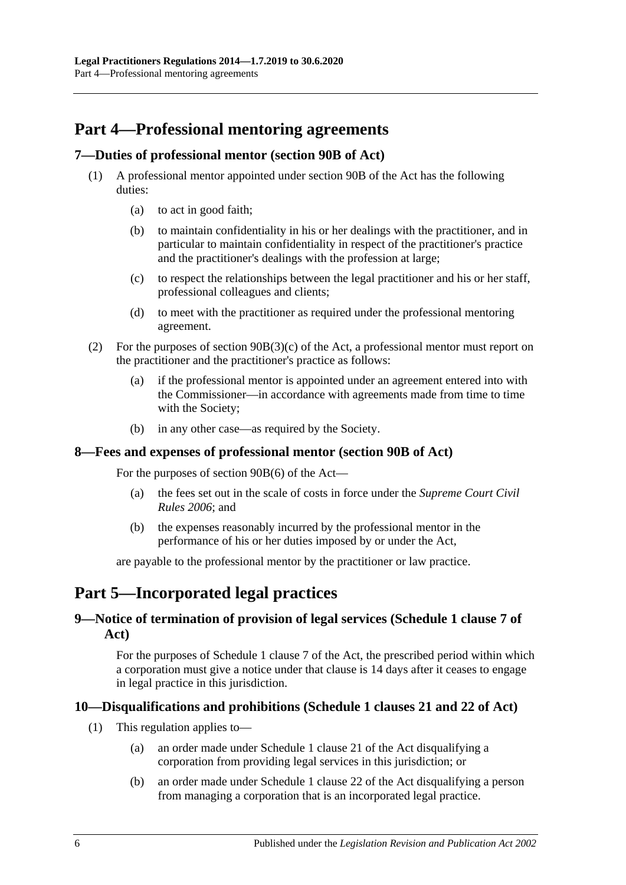# Part 4—Professional mentoring agreements

## 7—Duties of professional mentor (section 90B of Act)

(1) A professional mentor appointed under section 90B of the Act has the following duties:

(a) to act in good faith;

(b) to maintain confidentiality in his or her dealings with the practitioner, and in particular to maintain confidentiality in respect of the practitioner's practice and the practitioner's dealings with the profession at large;

(c) to respect the relationships between the legal practitioner and his or her staff, professional colleagues and clients;

(d) to meet with the practitioner as required under the professional mentoring agreement.

(2) For the purposes of section 90B(3)(c) of the Act, a professional mentor must report on the practitioner and the practitioner's practice as follows:

(a) if the professional mentor is appointed under an agreement entered into with the Commissioner—in accordance with agreements made from time to time with the Society;

(b) in any other case—as required by the Society.

## 8—Fees and expenses of professional mentor (section 90B of Act)

For the purposes of section 90B(6) of the Act—

(a) the fees set out in the scale of costs in force under the *Supreme Court Civil Rules 2006*; and

(b) the expenses reasonably incurred by the professional mentor in the performance of his or her duties imposed by or under the Act,

are payable to the professional mentor by the practitioner or law practice.

# Part 5—Incorporated legal practices

## 9—Notice of termination of provision of legal services (Schedule 1 clause 7 of Act)

For the purposes of Schedule 1 clause 7 of the Act, the prescribed period within which a corporation must give a notice under that clause is 14 days after it ceases to engage in legal practice in this jurisdiction.

## 10—Disqualifications and prohibitions (Schedule 1 clauses 21 and 22 of Act)

(1) This regulation applies to—

(a) an order made under Schedule 1 clause 21 of the Act disqualifying a corporation from providing legal services in this jurisdiction; or

(b) an order made under Schedule 1 clause 22 of the Act disqualifying a person from managing a corporation that is an incorporated legal practice.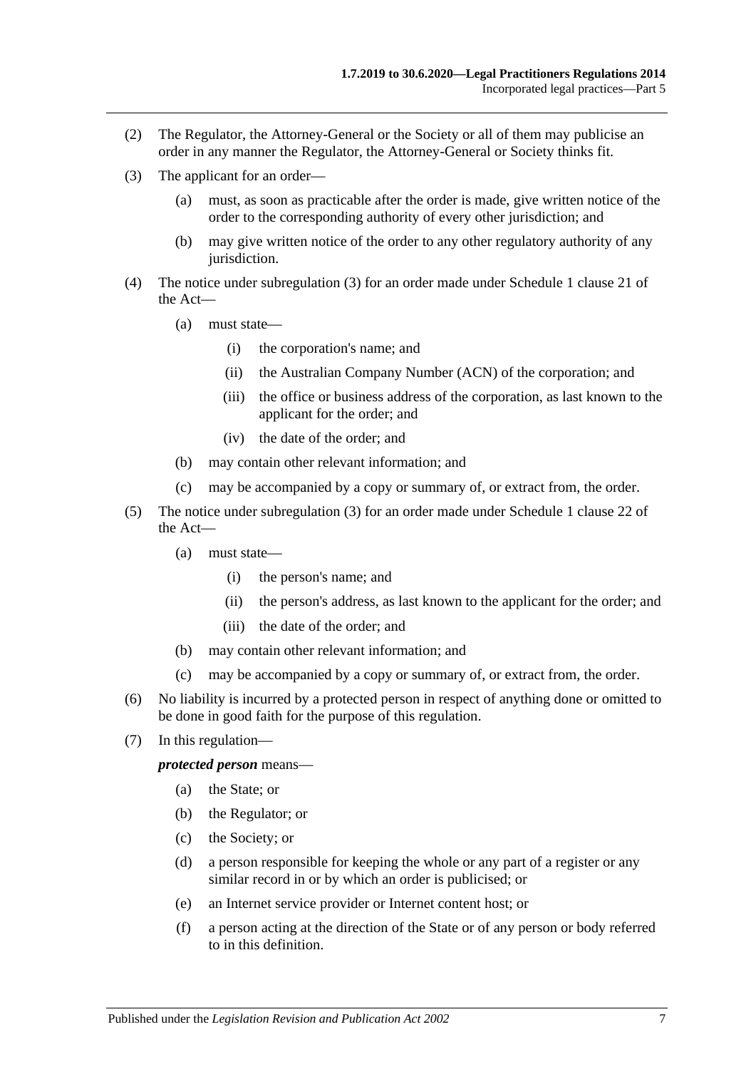(2) The Regulator, the Attorney-General or the Society or all of them may publicise an order in any manner the Regulator, the Attorney-General or Society thinks fit.

(3) The applicant for an order—

  (a) must, as soon as practicable after the order is made, give written notice of the order to the corresponding authority of every other jurisdiction; and

  (b) may give written notice of the order to any other regulatory authority of any jurisdiction.

(4) The notice under subregulation (3) for an order made under Schedule 1 clause 21 of the Act—

  (a) must state—

    (i) the corporation's name; and

    (ii) the Australian Company Number (ACN) of the corporation; and

    (iii) the office or business address of the corporation, as last known to the applicant for the order; and

    (iv) the date of the order; and

  (b) may contain other relevant information; and

  (c) may be accompanied by a copy or summary of, or extract from, the order.

(5) The notice under subregulation (3) for an order made under Schedule 1 clause 22 of the Act—

  (a) must state—

    (i) the person's name; and

    (ii) the person's address, as last known to the applicant for the order; and

    (iii) the date of the order; and

  (b) may contain other relevant information; and

  (c) may be accompanied by a copy or summary of, or extract from, the order.

(6) No liability is incurred by a protected person in respect of anything done or omitted to be done in good faith for the purpose of this regulation.

(7) In this regulation—

***protected person*** means—

  (a) the State; or

  (b) the Regulator; or

  (c) the Society; or

  (d) a person responsible for keeping the whole or any part of a register or any similar record in or by which an order is publicised; or

  (e) an Internet service provider or Internet content host; or

  (f) a person acting at the direction of the State or of any person or body referred to in this definition.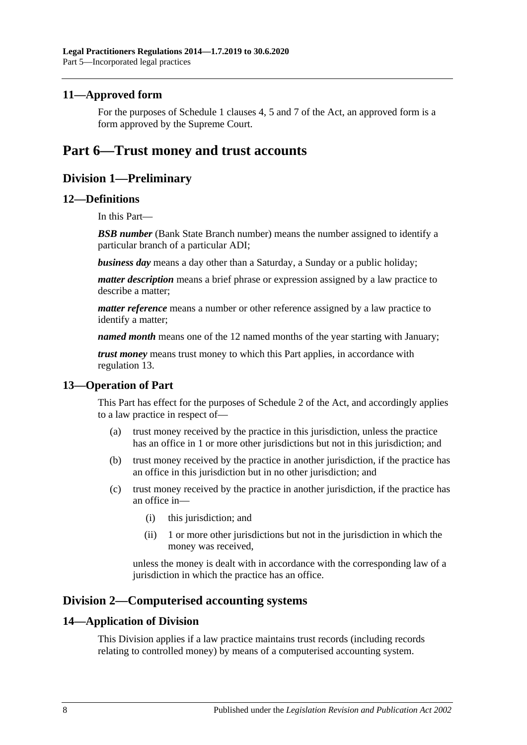### 11—Approved form

For the purposes of Schedule 1 clauses 4, 5 and 7 of the Act, an approved form is a form approved by the Supreme Court.

# Part 6—Trust money and trust accounts

## Division 1—Preliminary

### 12—Definitions

In this Part—

***BSB number*** (Bank State Branch number) means the number assigned to identify a particular branch of a particular ADI;

***business day*** means a day other than a Saturday, a Sunday or a public holiday;

***matter description*** means a brief phrase or expression assigned by a law practice to describe a matter;

***matter reference*** means a number or other reference assigned by a law practice to identify a matter;

***named month*** means one of the 12 named months of the year starting with January;

***trust money*** means trust money to which this Part applies, in accordance with regulation 13.

### 13—Operation of Part

This Part has effect for the purposes of Schedule 2 of the Act, and accordingly applies to a law practice in respect of—

(a) trust money received by the practice in this jurisdiction, unless the practice has an office in 1 or more other jurisdictions but not in this jurisdiction; and

(b) trust money received by the practice in another jurisdiction, if the practice has an office in this jurisdiction but in no other jurisdiction; and

(c) trust money received by the practice in another jurisdiction, if the practice has an office in—

(i) this jurisdiction; and

(ii) 1 or more other jurisdictions but not in the jurisdiction in which the money was received,

unless the money is dealt with in accordance with the corresponding law of a jurisdiction in which the practice has an office.

## Division 2—Computerised accounting systems

### 14—Application of Division

This Division applies if a law practice maintains trust records (including records relating to controlled money) by means of a computerised accounting system.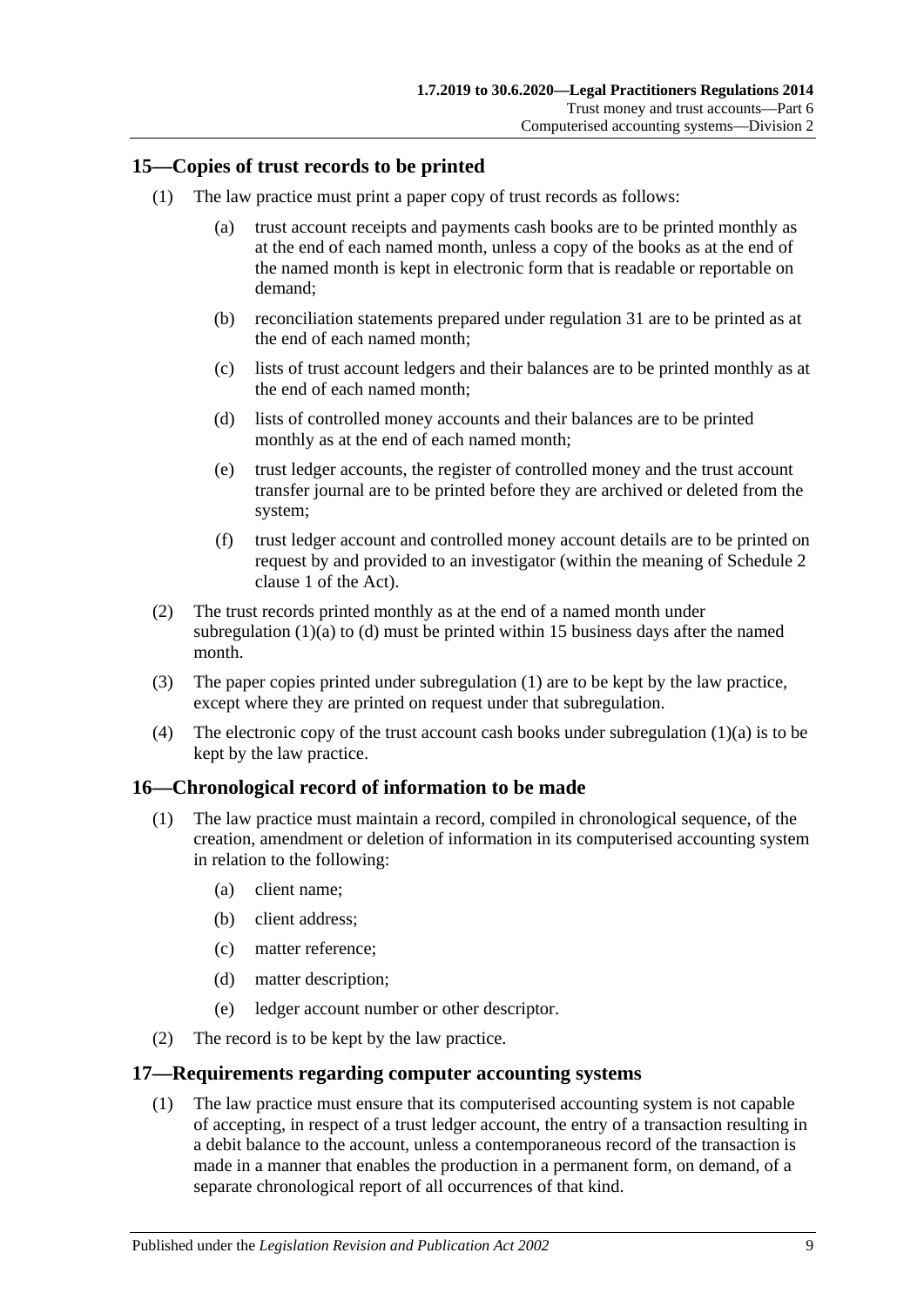## 15—Copies of trust records to be printed

(1) The law practice must print a paper copy of trust records as follows:

(a) trust account receipts and payments cash books are to be printed monthly as at the end of each named month, unless a copy of the books as at the end of the named month is kept in electronic form that is readable or reportable on demand;

(b) reconciliation statements prepared under regulation 31 are to be printed as at the end of each named month;

(c) lists of trust account ledgers and their balances are to be printed monthly as at the end of each named month;

(d) lists of controlled money accounts and their balances are to be printed monthly as at the end of each named month;

(e) trust ledger accounts, the register of controlled money and the trust account transfer journal are to be printed before they are archived or deleted from the system;

(f) trust ledger account and controlled money account details are to be printed on request by and provided to an investigator (within the meaning of Schedule 2 clause 1 of the Act).

(2) The trust records printed monthly as at the end of a named month under subregulation (1)(a) to (d) must be printed within 15 business days after the named month.

(3) The paper copies printed under subregulation (1) are to be kept by the law practice, except where they are printed on request under that subregulation.

(4) The electronic copy of the trust account cash books under subregulation (1)(a) is to be kept by the law practice.

## 16—Chronological record of information to be made

(1) The law practice must maintain a record, compiled in chronological sequence, of the creation, amendment or deletion of information in its computerised accounting system in relation to the following:

(a) client name;

(b) client address;

(c) matter reference;

(d) matter description;

(e) ledger account number or other descriptor.

(2) The record is to be kept by the law practice.

## 17—Requirements regarding computer accounting systems

(1) The law practice must ensure that its computerised accounting system is not capable of accepting, in respect of a trust ledger account, the entry of a transaction resulting in a debit balance to the account, unless a contemporaneous record of the transaction is made in a manner that enables the production in a permanent form, on demand, of a separate chronological report of all occurrences of that kind.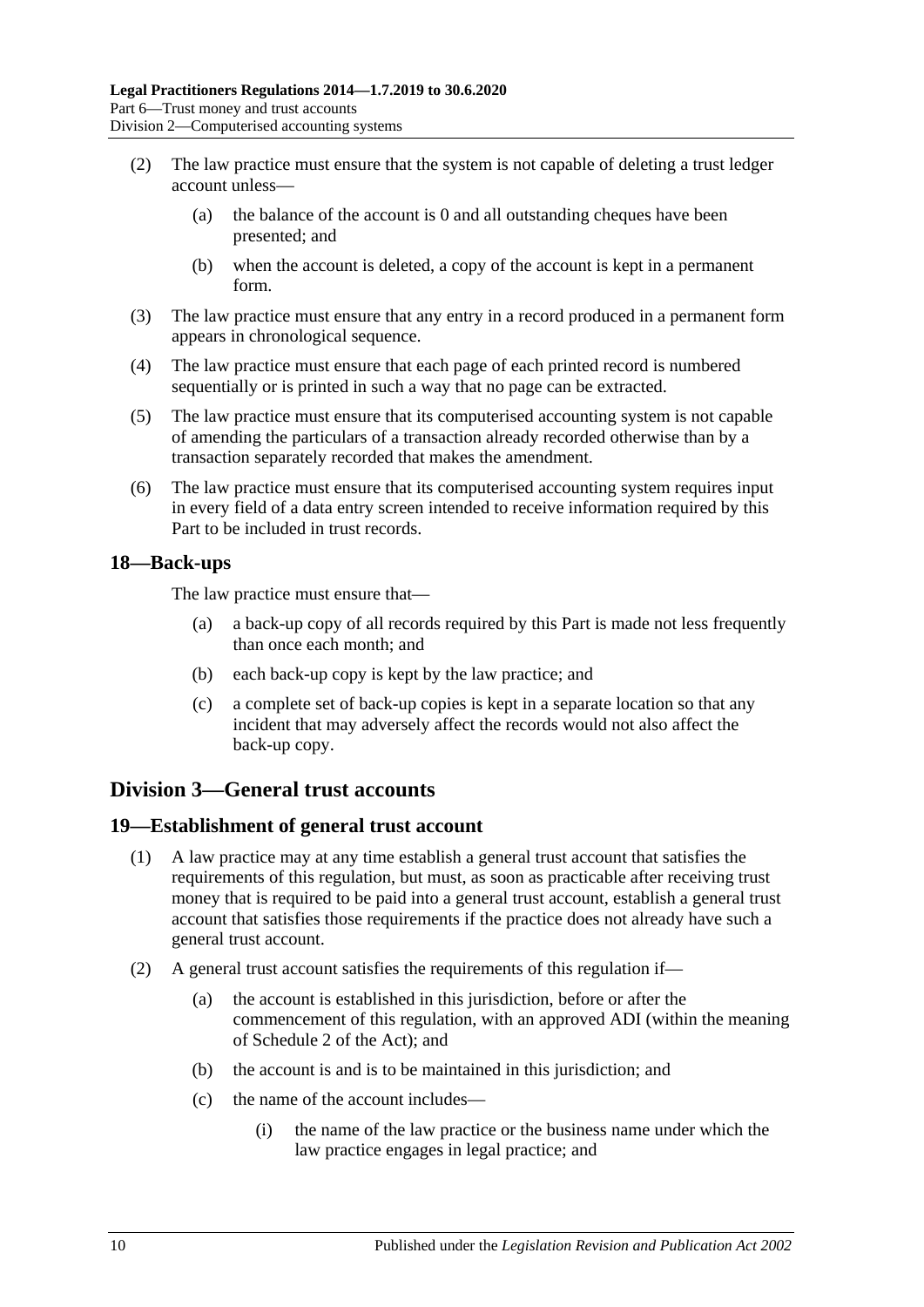(2) The law practice must ensure that the system is not capable of deleting a trust ledger account unless—

(a) the balance of the account is 0 and all outstanding cheques have been presented; and

(b) when the account is deleted, a copy of the account is kept in a permanent form.

(3) The law practice must ensure that any entry in a record produced in a permanent form appears in chronological sequence.

(4) The law practice must ensure that each page of each printed record is numbered sequentially or is printed in such a way that no page can be extracted.

(5) The law practice must ensure that its computerised accounting system is not capable of amending the particulars of a transaction already recorded otherwise than by a transaction separately recorded that makes the amendment.

(6) The law practice must ensure that its computerised accounting system requires input in every field of a data entry screen intended to receive information required by this Part to be included in trust records.

## 18—Back-ups

The law practice must ensure that—

(a) a back-up copy of all records required by this Part is made not less frequently than once each month; and

(b) each back-up copy is kept by the law practice; and

(c) a complete set of back-up copies is kept in a separate location so that any incident that may adversely affect the records would not also affect the back-up copy.

# Division 3—General trust accounts

## 19—Establishment of general trust account

(1) A law practice may at any time establish a general trust account that satisfies the requirements of this regulation, but must, as soon as practicable after receiving trust money that is required to be paid into a general trust account, establish a general trust account that satisfies those requirements if the practice does not already have such a general trust account.

(2) A general trust account satisfies the requirements of this regulation if—

(a) the account is established in this jurisdiction, before or after the commencement of this regulation, with an approved ADI (within the meaning of Schedule 2 of the Act); and

(b) the account is and is to be maintained in this jurisdiction; and

(c) the name of the account includes—

(i) the name of the law practice or the business name under which the law practice engages in legal practice; and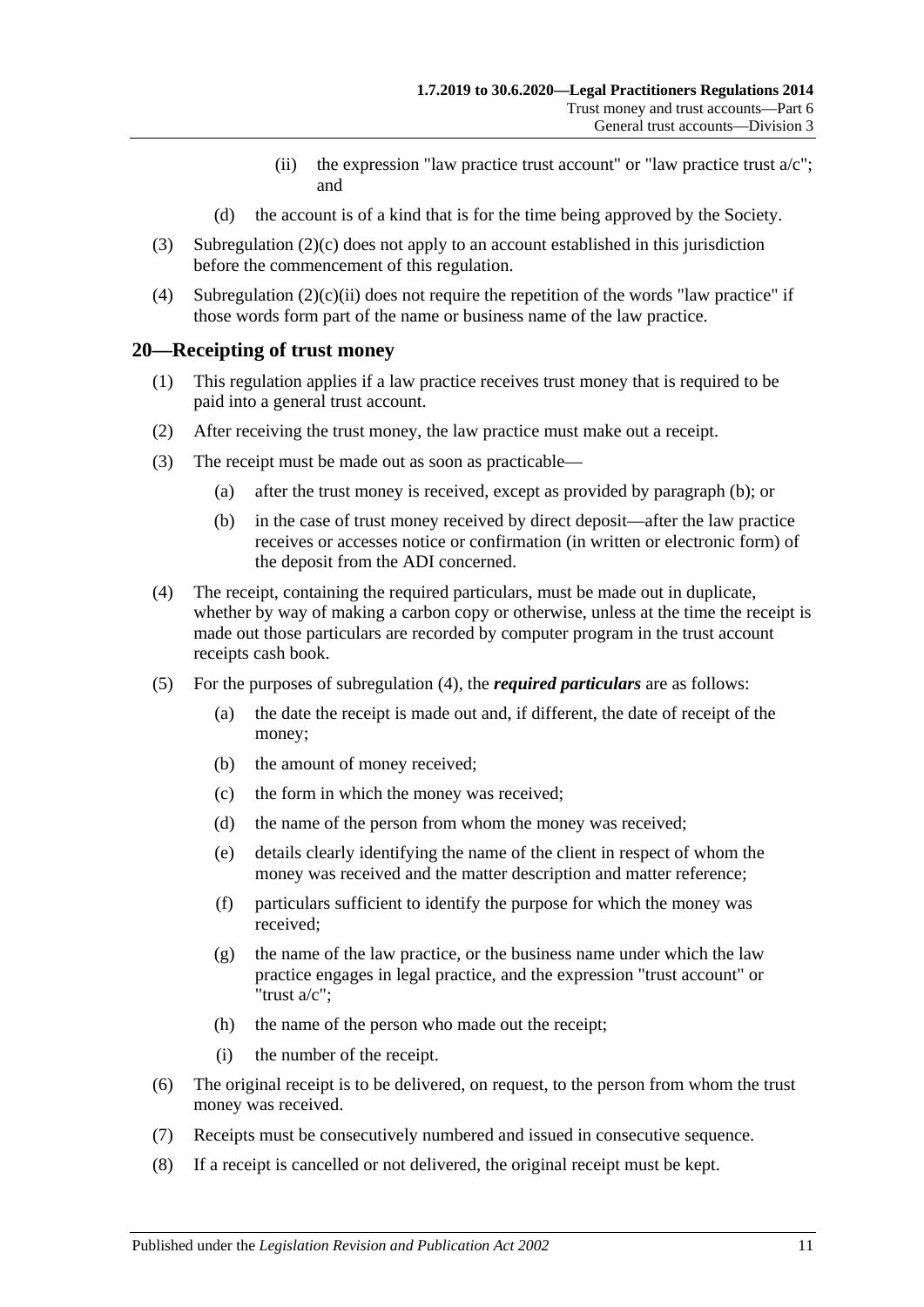(ii) the expression "law practice trust account" or "law practice trust a/c"; and

(d) the account is of a kind that is for the time being approved by the Society.

(3) Subregulation (2)(c) does not apply to an account established in this jurisdiction before the commencement of this regulation.

(4) Subregulation (2)(c)(ii) does not require the repetition of the words "law practice" if those words form part of the name or business name of the law practice.

## 20—Receipting of trust money

(1) This regulation applies if a law practice receives trust money that is required to be paid into a general trust account.

(2) After receiving the trust money, the law practice must make out a receipt.

(3) The receipt must be made out as soon as practicable—

(a) after the trust money is received, except as provided by paragraph (b); or

(b) in the case of trust money received by direct deposit—after the law practice receives or accesses notice or confirmation (in written or electronic form) of the deposit from the ADI concerned.

(4) The receipt, containing the required particulars, must be made out in duplicate, whether by way of making a carbon copy or otherwise, unless at the time the receipt is made out those particulars are recorded by computer program in the trust account receipts cash book.

(5) For the purposes of subregulation (4), the ***required particulars*** are as follows:

(a) the date the receipt is made out and, if different, the date of receipt of the money;

(b) the amount of money received;

(c) the form in which the money was received;

(d) the name of the person from whom the money was received;

(e) details clearly identifying the name of the client in respect of whom the money was received and the matter description and matter reference;

(f) particulars sufficient to identify the purpose for which the money was received;

(g) the name of the law practice, or the business name under which the law practice engages in legal practice, and the expression "trust account" or "trust a/c";

(h) the name of the person who made out the receipt;

(i) the number of the receipt.

(6) The original receipt is to be delivered, on request, to the person from whom the trust money was received.

(7) Receipts must be consecutively numbered and issued in consecutive sequence.

(8) If a receipt is cancelled or not delivered, the original receipt must be kept.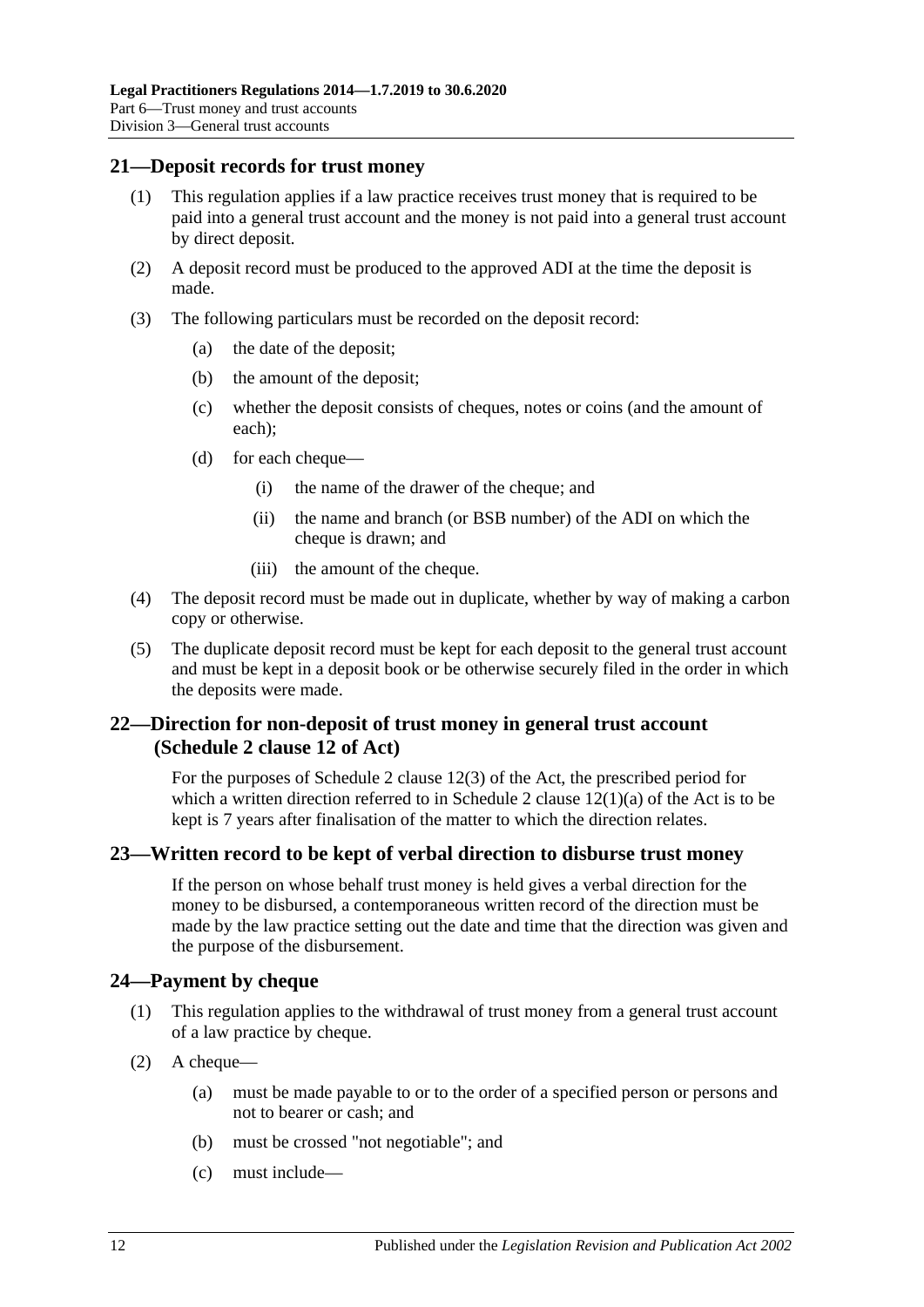## 21—Deposit records for trust money

(1) This regulation applies if a law practice receives trust money that is required to be paid into a general trust account and the money is not paid into a general trust account by direct deposit.

(2) A deposit record must be produced to the approved ADI at the time the deposit is made.

(3) The following particulars must be recorded on the deposit record:

  (a) the date of the deposit;

  (b) the amount of the deposit;

  (c) whether the deposit consists of cheques, notes or coins (and the amount of each);

  (d) for each cheque—

    (i) the name of the drawer of the cheque; and

    (ii) the name and branch (or BSB number) of the ADI on which the cheque is drawn; and

    (iii) the amount of the cheque.

(4) The deposit record must be made out in duplicate, whether by way of making a carbon copy or otherwise.

(5) The duplicate deposit record must be kept for each deposit to the general trust account and must be kept in a deposit book or be otherwise securely filed in the order in which the deposits were made.

## 22—Direction for non-deposit of trust money in general trust account (Schedule 2 clause 12 of Act)

For the purposes of Schedule 2 clause 12(3) of the Act, the prescribed period for which a written direction referred to in Schedule 2 clause 12(1)(a) of the Act is to be kept is 7 years after finalisation of the matter to which the direction relates.

## 23—Written record to be kept of verbal direction to disburse trust money

If the person on whose behalf trust money is held gives a verbal direction for the money to be disbursed, a contemporaneous written record of the direction must be made by the law practice setting out the date and time that the direction was given and the purpose of the disbursement.

## 24—Payment by cheque

(1) This regulation applies to the withdrawal of trust money from a general trust account of a law practice by cheque.

(2) A cheque—

  (a) must be made payable to or to the order of a specified person or persons and not to bearer or cash; and

  (b) must be crossed "not negotiable"; and

  (c) must include—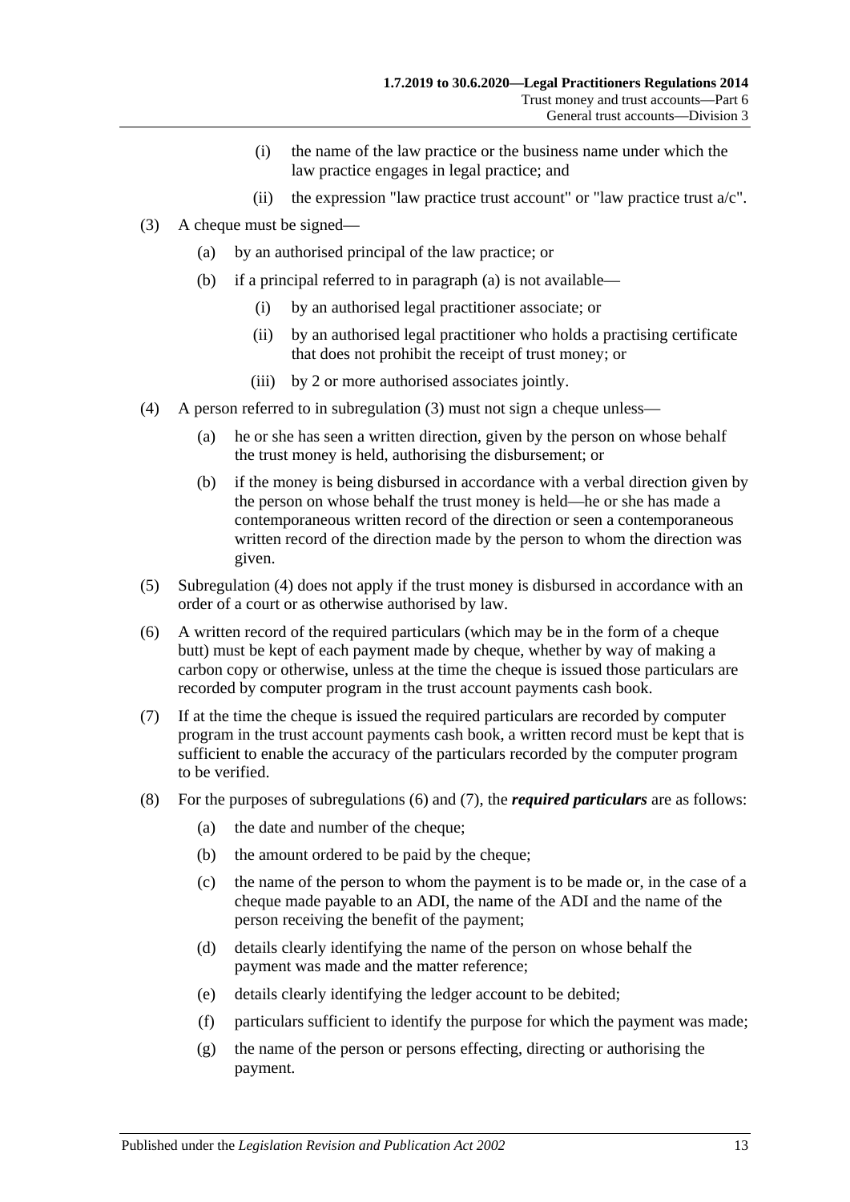(i) the name of the law practice or the business name under which the law practice engages in legal practice; and

(ii) the expression "law practice trust account" or "law practice trust a/c".

(3) A cheque must be signed—

(a) by an authorised principal of the law practice; or

(b) if a principal referred to in paragraph (a) is not available—

(i) by an authorised legal practitioner associate; or

(ii) by an authorised legal practitioner who holds a practising certificate that does not prohibit the receipt of trust money; or

(iii) by 2 or more authorised associates jointly.

(4) A person referred to in subregulation (3) must not sign a cheque unless—

(a) he or she has seen a written direction, given by the person on whose behalf the trust money is held, authorising the disbursement; or

(b) if the money is being disbursed in accordance with a verbal direction given by the person on whose behalf the trust money is held—he or she has made a contemporaneous written record of the direction or seen a contemporaneous written record of the direction made by the person to whom the direction was given.

(5) Subregulation (4) does not apply if the trust money is disbursed in accordance with an order of a court or as otherwise authorised by law.

(6) A written record of the required particulars (which may be in the form of a cheque butt) must be kept of each payment made by cheque, whether by way of making a carbon copy or otherwise, unless at the time the cheque is issued those particulars are recorded by computer program in the trust account payments cash book.

(7) If at the time the cheque is issued the required particulars are recorded by computer program in the trust account payments cash book, a written record must be kept that is sufficient to enable the accuracy of the particulars recorded by the computer program to be verified.

(8) For the purposes of subregulations (6) and (7), the ***required particulars*** are as follows:

(a) the date and number of the cheque;

(b) the amount ordered to be paid by the cheque;

(c) the name of the person to whom the payment is to be made or, in the case of a cheque made payable to an ADI, the name of the ADI and the name of the person receiving the benefit of the payment;

(d) details clearly identifying the name of the person on whose behalf the payment was made and the matter reference;

(e) details clearly identifying the ledger account to be debited;

(f) particulars sufficient to identify the purpose for which the payment was made;

(g) the name of the person or persons effecting, directing or authorising the payment.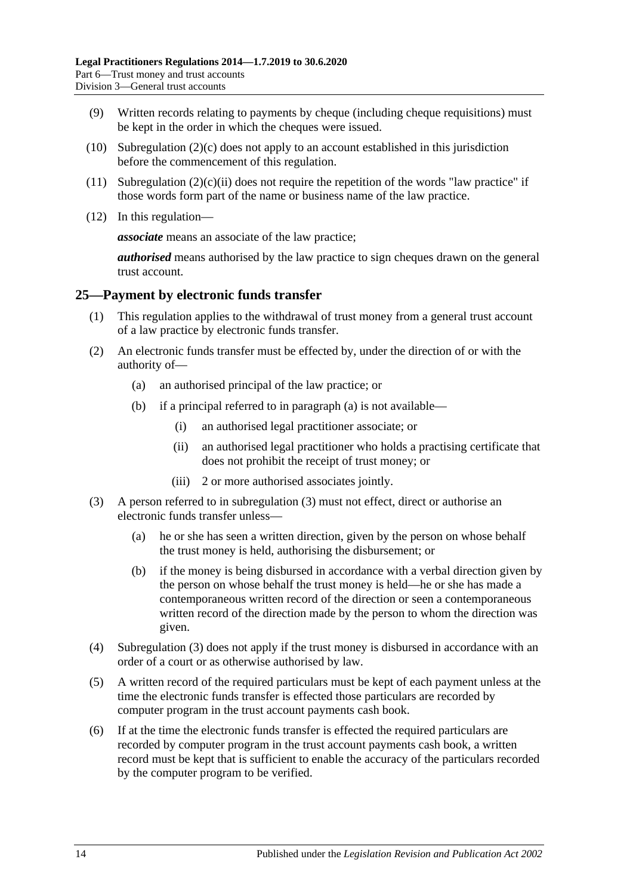(9) Written records relating to payments by cheque (including cheque requisitions) must be kept in the order in which the cheques were issued.

(10) Subregulation (2)(c) does not apply to an account established in this jurisdiction before the commencement of this regulation.

(11) Subregulation (2)(c)(ii) does not require the repetition of the words "law practice" if those words form part of the name or business name of the law practice.

(12) In this regulation—

***associate*** means an associate of the law practice;

***authorised*** means authorised by the law practice to sign cheques drawn on the general trust account.

## 25—Payment by electronic funds transfer

(1) This regulation applies to the withdrawal of trust money from a general trust account of a law practice by electronic funds transfer.

(2) An electronic funds transfer must be effected by, under the direction of or with the authority of—

(a) an authorised principal of the law practice; or

(b) if a principal referred to in paragraph (a) is not available—

(i) an authorised legal practitioner associate; or

(ii) an authorised legal practitioner who holds a practising certificate that does not prohibit the receipt of trust money; or

(iii) 2 or more authorised associates jointly.

(3) A person referred to in subregulation (3) must not effect, direct or authorise an electronic funds transfer unless—

(a) he or she has seen a written direction, given by the person on whose behalf the trust money is held, authorising the disbursement; or

(b) if the money is being disbursed in accordance with a verbal direction given by the person on whose behalf the trust money is held—he or she has made a contemporaneous written record of the direction or seen a contemporaneous written record of the direction made by the person to whom the direction was given.

(4) Subregulation (3) does not apply if the trust money is disbursed in accordance with an order of a court or as otherwise authorised by law.

(5) A written record of the required particulars must be kept of each payment unless at the time the electronic funds transfer is effected those particulars are recorded by computer program in the trust account payments cash book.

(6) If at the time the electronic funds transfer is effected the required particulars are recorded by computer program in the trust account payments cash book, a written record must be kept that is sufficient to enable the accuracy of the particulars recorded by the computer program to be verified.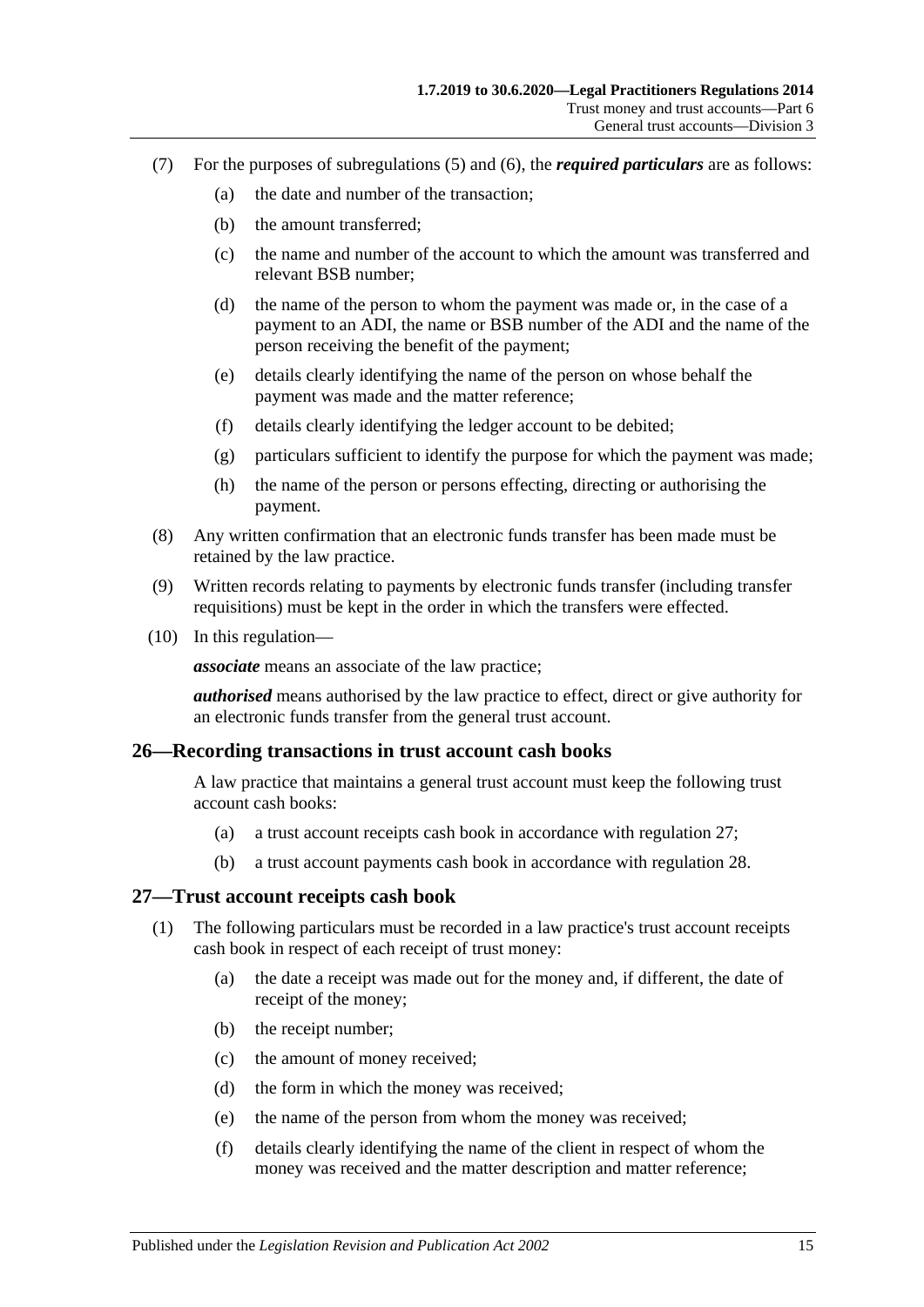(7) For the purposes of subregulations (5) and (6), the ***required particulars*** are as follows:

(a) the date and number of the transaction;

(b) the amount transferred;

(c) the name and number of the account to which the amount was transferred and relevant BSB number;

(d) the name of the person to whom the payment was made or, in the case of a payment to an ADI, the name or BSB number of the ADI and the name of the person receiving the benefit of the payment;

(e) details clearly identifying the name of the person on whose behalf the payment was made and the matter reference;

(f) details clearly identifying the ledger account to be debited;

(g) particulars sufficient to identify the purpose for which the payment was made;

(h) the name of the person or persons effecting, directing or authorising the payment.

(8) Any written confirmation that an electronic funds transfer has been made must be retained by the law practice.

(9) Written records relating to payments by electronic funds transfer (including transfer requisitions) must be kept in the order in which the transfers were effected.

(10) In this regulation—

***associate*** means an associate of the law practice;

***authorised*** means authorised by the law practice to effect, direct or give authority for an electronic funds transfer from the general trust account.

## 26—Recording transactions in trust account cash books

A law practice that maintains a general trust account must keep the following trust account cash books:

(a) a trust account receipts cash book in accordance with regulation 27;

(b) a trust account payments cash book in accordance with regulation 28.

## 27—Trust account receipts cash book

(1) The following particulars must be recorded in a law practice's trust account receipts cash book in respect of each receipt of trust money:

(a) the date a receipt was made out for the money and, if different, the date of receipt of the money;

(b) the receipt number;

(c) the amount of money received;

(d) the form in which the money was received;

(e) the name of the person from whom the money was received;

(f) details clearly identifying the name of the client in respect of whom the money was received and the matter description and matter reference;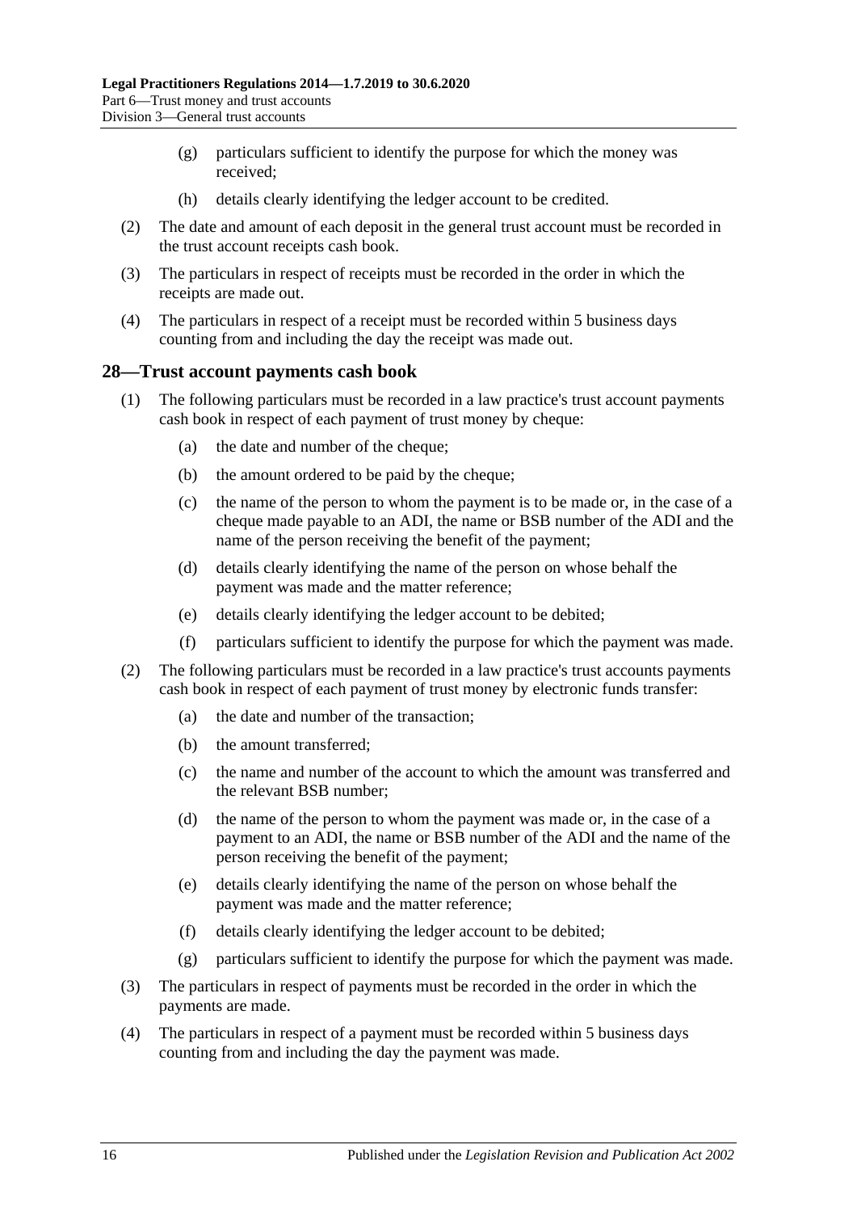(g) particulars sufficient to identify the purpose for which the money was received;

(h) details clearly identifying the ledger account to be credited.

(2) The date and amount of each deposit in the general trust account must be recorded in the trust account receipts cash book.

(3) The particulars in respect of receipts must be recorded in the order in which the receipts are made out.

(4) The particulars in respect of a receipt must be recorded within 5 business days counting from and including the day the receipt was made out.

## 28—Trust account payments cash book

(1) The following particulars must be recorded in a law practice's trust account payments cash book in respect of each payment of trust money by cheque:

(a) the date and number of the cheque;

(b) the amount ordered to be paid by the cheque;

(c) the name of the person to whom the payment is to be made or, in the case of a cheque made payable to an ADI, the name or BSB number of the ADI and the name of the person receiving the benefit of the payment;

(d) details clearly identifying the name of the person on whose behalf the payment was made and the matter reference;

(e) details clearly identifying the ledger account to be debited;

(f) particulars sufficient to identify the purpose for which the payment was made.

(2) The following particulars must be recorded in a law practice's trust accounts payments cash book in respect of each payment of trust money by electronic funds transfer:

(a) the date and number of the transaction;

(b) the amount transferred;

(c) the name and number of the account to which the amount was transferred and the relevant BSB number;

(d) the name of the person to whom the payment was made or, in the case of a payment to an ADI, the name or BSB number of the ADI and the name of the person receiving the benefit of the payment;

(e) details clearly identifying the name of the person on whose behalf the payment was made and the matter reference;

(f) details clearly identifying the ledger account to be debited;

(g) particulars sufficient to identify the purpose for which the payment was made.

(3) The particulars in respect of payments must be recorded in the order in which the payments are made.

(4) The particulars in respect of a payment must be recorded within 5 business days counting from and including the day the payment was made.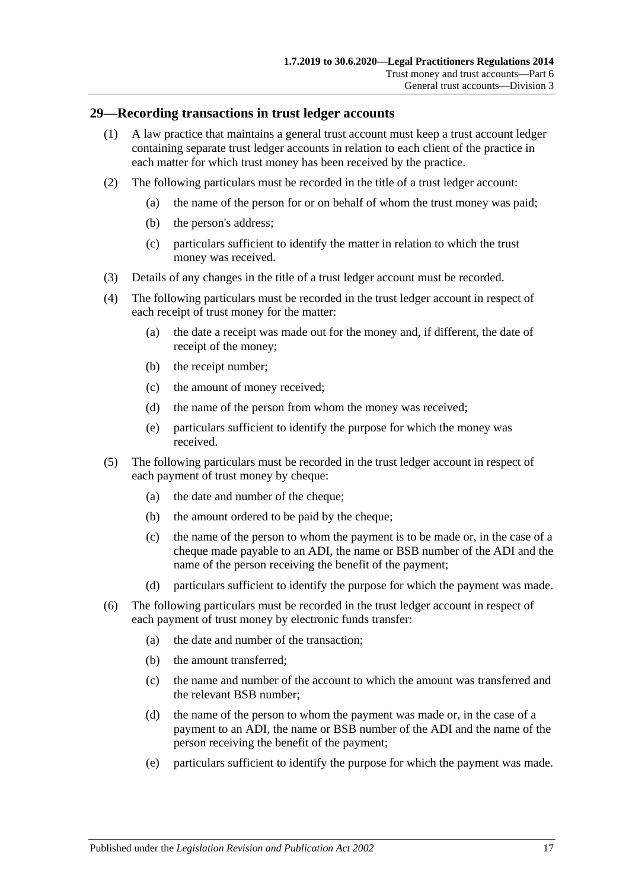## 29—Recording transactions in trust ledger accounts

(1) A law practice that maintains a general trust account must keep a trust account ledger containing separate trust ledger accounts in relation to each client of the practice in each matter for which trust money has been received by the practice.

(2) The following particulars must be recorded in the title of a trust ledger account:

- (a) the name of the person for or on behalf of whom the trust money was paid;
- (b) the person's address;
- (c) particulars sufficient to identify the matter in relation to which the trust money was received.

(3) Details of any changes in the title of a trust ledger account must be recorded.

(4) The following particulars must be recorded in the trust ledger account in respect of each receipt of trust money for the matter:

- (a) the date a receipt was made out for the money and, if different, the date of receipt of the money;
- (b) the receipt number;
- (c) the amount of money received;
- (d) the name of the person from whom the money was received;
- (e) particulars sufficient to identify the purpose for which the money was received.

(5) The following particulars must be recorded in the trust ledger account in respect of each payment of trust money by cheque:

- (a) the date and number of the cheque;
- (b) the amount ordered to be paid by the cheque;
- (c) the name of the person to whom the payment is to be made or, in the case of a cheque made payable to an ADI, the name or BSB number of the ADI and the name of the person receiving the benefit of the payment;
- (d) particulars sufficient to identify the purpose for which the payment was made.

(6) The following particulars must be recorded in the trust ledger account in respect of each payment of trust money by electronic funds transfer:

- (a) the date and number of the transaction;
- (b) the amount transferred;
- (c) the name and number of the account to which the amount was transferred and the relevant BSB number;
- (d) the name of the person to whom the payment was made or, in the case of a payment to an ADI, the name or BSB number of the ADI and the name of the person receiving the benefit of the payment;
- (e) particulars sufficient to identify the purpose for which the payment was made.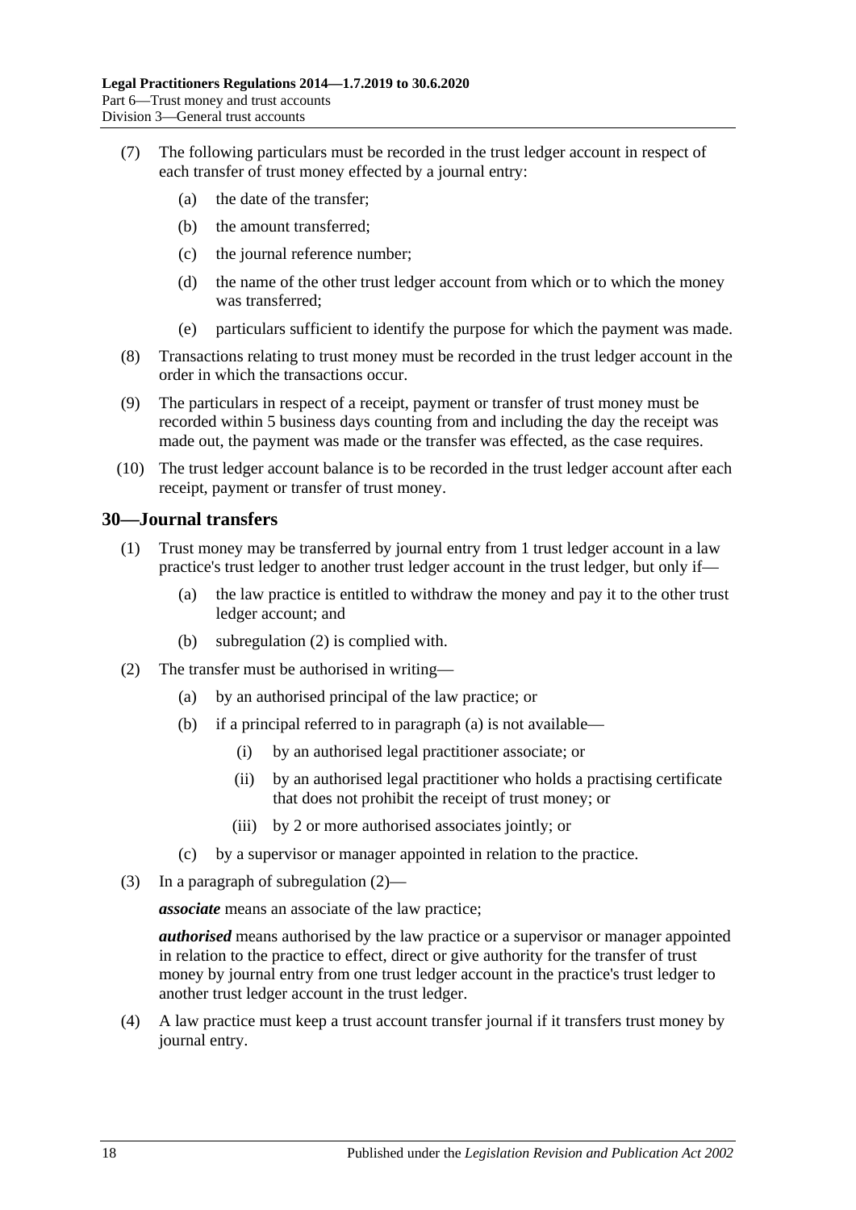(7) The following particulars must be recorded in the trust ledger account in respect of each transfer of trust money effected by a journal entry:

- (a) the date of the transfer;
- (b) the amount transferred;
- (c) the journal reference number;
- (d) the name of the other trust ledger account from which or to which the money was transferred;
- (e) particulars sufficient to identify the purpose for which the payment was made.

(8) Transactions relating to trust money must be recorded in the trust ledger account in the order in which the transactions occur.

(9) The particulars in respect of a receipt, payment or transfer of trust money must be recorded within 5 business days counting from and including the day the receipt was made out, the payment was made or the transfer was effected, as the case requires.

(10) The trust ledger account balance is to be recorded in the trust ledger account after each receipt, payment or transfer of trust money.

## 30—Journal transfers

(1) Trust money may be transferred by journal entry from 1 trust ledger account in a law practice's trust ledger to another trust ledger account in the trust ledger, but only if—

- (a) the law practice is entitled to withdraw the money and pay it to the other trust ledger account; and
- (b) subregulation (2) is complied with.

(2) The transfer must be authorised in writing—

- (a) by an authorised principal of the law practice; or
- (b) if a principal referred to in paragraph (a) is not available—
  - (i) by an authorised legal practitioner associate; or
  - (ii) by an authorised legal practitioner who holds a practising certificate that does not prohibit the receipt of trust money; or
  - (iii) by 2 or more authorised associates jointly; or
- (c) by a supervisor or manager appointed in relation to the practice.

(3) In a paragraph of subregulation (2)—

***associate*** means an associate of the law practice;

***authorised*** means authorised by the law practice or a supervisor or manager appointed in relation to the practice to effect, direct or give authority for the transfer of trust money by journal entry from one trust ledger account in the practice's trust ledger to another trust ledger account in the trust ledger.

(4) A law practice must keep a trust account transfer journal if it transfers trust money by journal entry.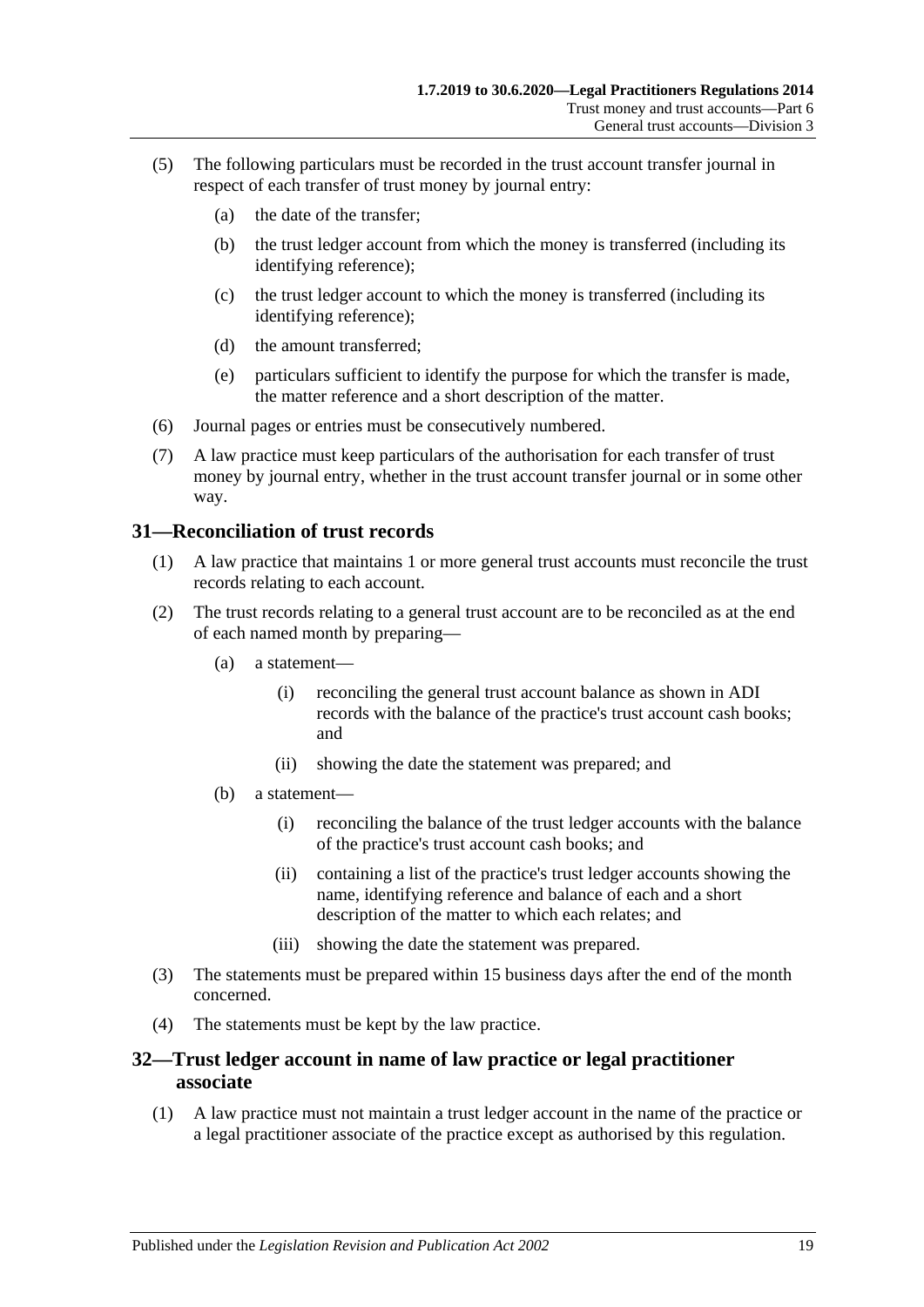(5) The following particulars must be recorded in the trust account transfer journal in respect of each transfer of trust money by journal entry:

(a) the date of the transfer;

(b) the trust ledger account from which the money is transferred (including its identifying reference);

(c) the trust ledger account to which the money is transferred (including its identifying reference);

(d) the amount transferred;

(e) particulars sufficient to identify the purpose for which the transfer is made, the matter reference and a short description of the matter.

(6) Journal pages or entries must be consecutively numbered.

(7) A law practice must keep particulars of the authorisation for each transfer of trust money by journal entry, whether in the trust account transfer journal or in some other way.

## 31—Reconciliation of trust records

(1) A law practice that maintains 1 or more general trust accounts must reconcile the trust records relating to each account.

(2) The trust records relating to a general trust account are to be reconciled as at the end of each named month by preparing—

(a) a statement—

(i) reconciling the general trust account balance as shown in ADI records with the balance of the practice's trust account cash books; and

(ii) showing the date the statement was prepared; and

(b) a statement—

(i) reconciling the balance of the trust ledger accounts with the balance of the practice's trust account cash books; and

(ii) containing a list of the practice's trust ledger accounts showing the name, identifying reference and balance of each and a short description of the matter to which each relates; and

(iii) showing the date the statement was prepared.

(3) The statements must be prepared within 15 business days after the end of the month concerned.

(4) The statements must be kept by the law practice.

## 32—Trust ledger account in name of law practice or legal practitioner associate

(1) A law practice must not maintain a trust ledger account in the name of the practice or a legal practitioner associate of the practice except as authorised by this regulation.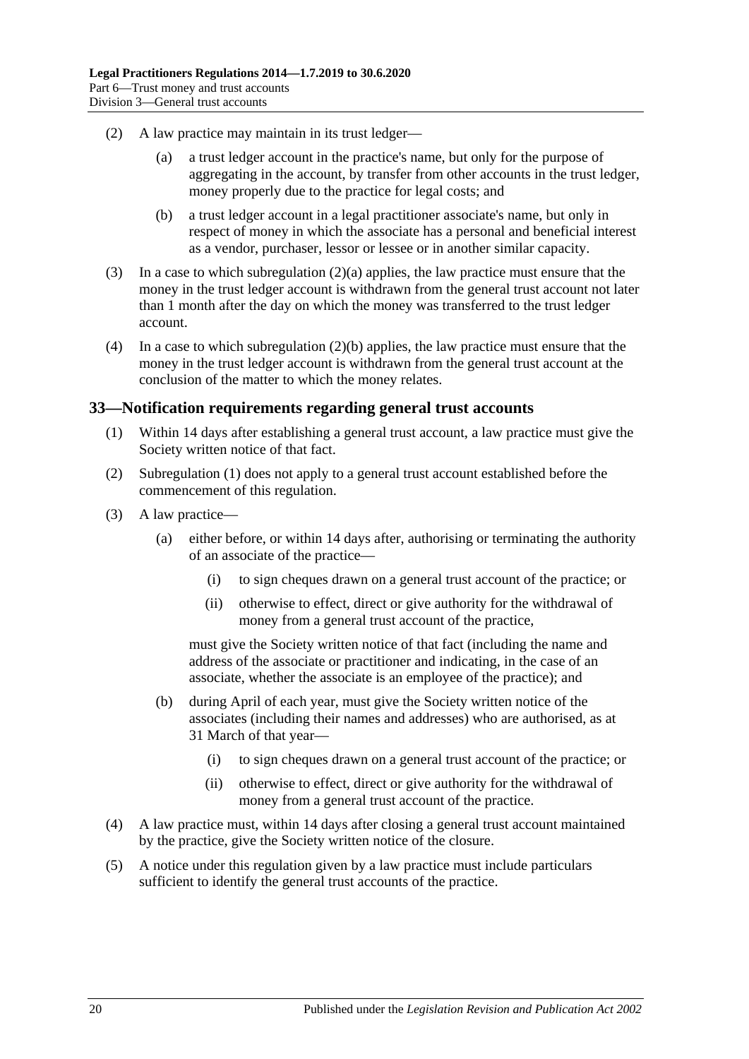(2) A law practice may maintain in its trust ledger—

(a) a trust ledger account in the practice's name, but only for the purpose of aggregating in the account, by transfer from other accounts in the trust ledger, money properly due to the practice for legal costs; and

(b) a trust ledger account in a legal practitioner associate's name, but only in respect of money in which the associate has a personal and beneficial interest as a vendor, purchaser, lessor or lessee or in another similar capacity.

(3) In a case to which subregulation (2)(a) applies, the law practice must ensure that the money in the trust ledger account is withdrawn from the general trust account not later than 1 month after the day on which the money was transferred to the trust ledger account.

(4) In a case to which subregulation (2)(b) applies, the law practice must ensure that the money in the trust ledger account is withdrawn from the general trust account at the conclusion of the matter to which the money relates.

## 33—Notification requirements regarding general trust accounts

(1) Within 14 days after establishing a general trust account, a law practice must give the Society written notice of that fact.

(2) Subregulation (1) does not apply to a general trust account established before the commencement of this regulation.

(3) A law practice—

(a) either before, or within 14 days after, authorising or terminating the authority of an associate of the practice—

(i) to sign cheques drawn on a general trust account of the practice; or

(ii) otherwise to effect, direct or give authority for the withdrawal of money from a general trust account of the practice,

must give the Society written notice of that fact (including the name and address of the associate or practitioner and indicating, in the case of an associate, whether the associate is an employee of the practice); and

(b) during April of each year, must give the Society written notice of the associates (including their names and addresses) who are authorised, as at 31 March of that year—

(i) to sign cheques drawn on a general trust account of the practice; or

(ii) otherwise to effect, direct or give authority for the withdrawal of money from a general trust account of the practice.

(4) A law practice must, within 14 days after closing a general trust account maintained by the practice, give the Society written notice of the closure.

(5) A notice under this regulation given by a law practice must include particulars sufficient to identify the general trust accounts of the practice.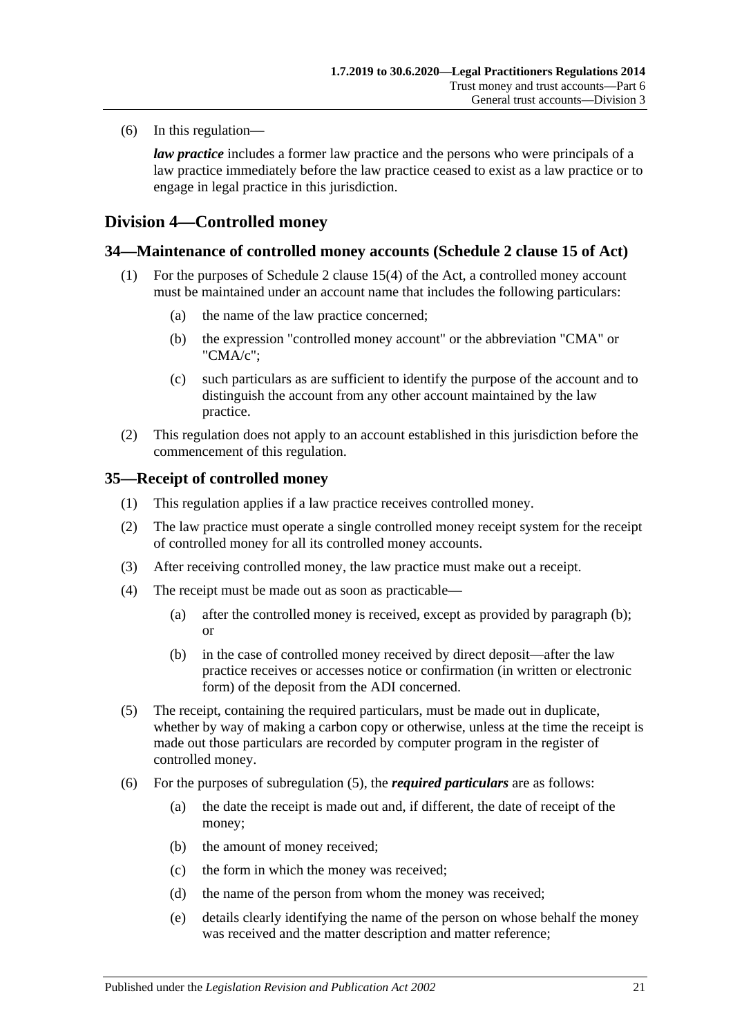(6) In this regulation—

***law practice*** includes a former law practice and the persons who were principals of a law practice immediately before the law practice ceased to exist as a law practice or to engage in legal practice in this jurisdiction.

## Division 4—Controlled money

### 34—Maintenance of controlled money accounts (Schedule 2 clause 15 of Act)

(1) For the purposes of Schedule 2 clause 15(4) of the Act, a controlled money account must be maintained under an account name that includes the following particulars:

(a) the name of the law practice concerned;

(b) the expression "controlled money account" or the abbreviation "CMA" or "CMA/c";

(c) such particulars as are sufficient to identify the purpose of the account and to distinguish the account from any other account maintained by the law practice.

(2) This regulation does not apply to an account established in this jurisdiction before the commencement of this regulation.

### 35—Receipt of controlled money

(1) This regulation applies if a law practice receives controlled money.

(2) The law practice must operate a single controlled money receipt system for the receipt of controlled money for all its controlled money accounts.

(3) After receiving controlled money, the law practice must make out a receipt.

(4) The receipt must be made out as soon as practicable—

(a) after the controlled money is received, except as provided by paragraph (b); or

(b) in the case of controlled money received by direct deposit—after the law practice receives or accesses notice or confirmation (in written or electronic form) of the deposit from the ADI concerned.

(5) The receipt, containing the required particulars, must be made out in duplicate, whether by way of making a carbon copy or otherwise, unless at the time the receipt is made out those particulars are recorded by computer program in the register of controlled money.

(6) For the purposes of subregulation (5), the ***required particulars*** are as follows:

(a) the date the receipt is made out and, if different, the date of receipt of the money;

(b) the amount of money received;

(c) the form in which the money was received;

(d) the name of the person from whom the money was received;

(e) details clearly identifying the name of the person on whose behalf the money was received and the matter description and matter reference;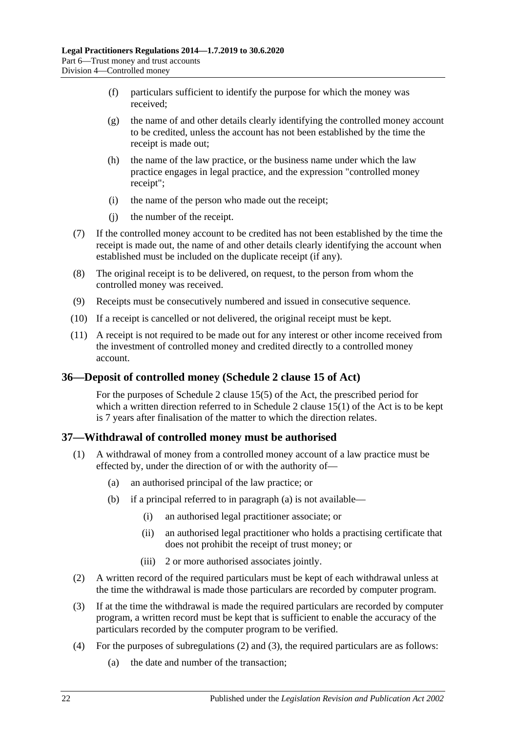(f) particulars sufficient to identify the purpose for which the money was received;

(g) the name of and other details clearly identifying the controlled money account to be credited, unless the account has not been established by the time the receipt is made out;

(h) the name of the law practice, or the business name under which the law practice engages in legal practice, and the expression "controlled money receipt";

(i) the name of the person who made out the receipt;

(j) the number of the receipt.

(7) If the controlled money account to be credited has not been established by the time the receipt is made out, the name of and other details clearly identifying the account when established must be included on the duplicate receipt (if any).

(8) The original receipt is to be delivered, on request, to the person from whom the controlled money was received.

(9) Receipts must be consecutively numbered and issued in consecutive sequence.

(10) If a receipt is cancelled or not delivered, the original receipt must be kept.

(11) A receipt is not required to be made out for any interest or other income received from the investment of controlled money and credited directly to a controlled money account.

## 36—Deposit of controlled money (Schedule 2 clause 15 of Act)

For the purposes of Schedule 2 clause 15(5) of the Act, the prescribed period for which a written direction referred to in Schedule 2 clause 15(1) of the Act is to be kept is 7 years after finalisation of the matter to which the direction relates.

## 37—Withdrawal of controlled money must be authorised

(1) A withdrawal of money from a controlled money account of a law practice must be effected by, under the direction of or with the authority of—

(a) an authorised principal of the law practice; or

(b) if a principal referred to in paragraph (a) is not available—

(i) an authorised legal practitioner associate; or

(ii) an authorised legal practitioner who holds a practising certificate that does not prohibit the receipt of trust money; or

(iii) 2 or more authorised associates jointly.

(2) A written record of the required particulars must be kept of each withdrawal unless at the time the withdrawal is made those particulars are recorded by computer program.

(3) If at the time the withdrawal is made the required particulars are recorded by computer program, a written record must be kept that is sufficient to enable the accuracy of the particulars recorded by the computer program to be verified.

(4) For the purposes of subregulations (2) and (3), the required particulars are as follows:

(a) the date and number of the transaction;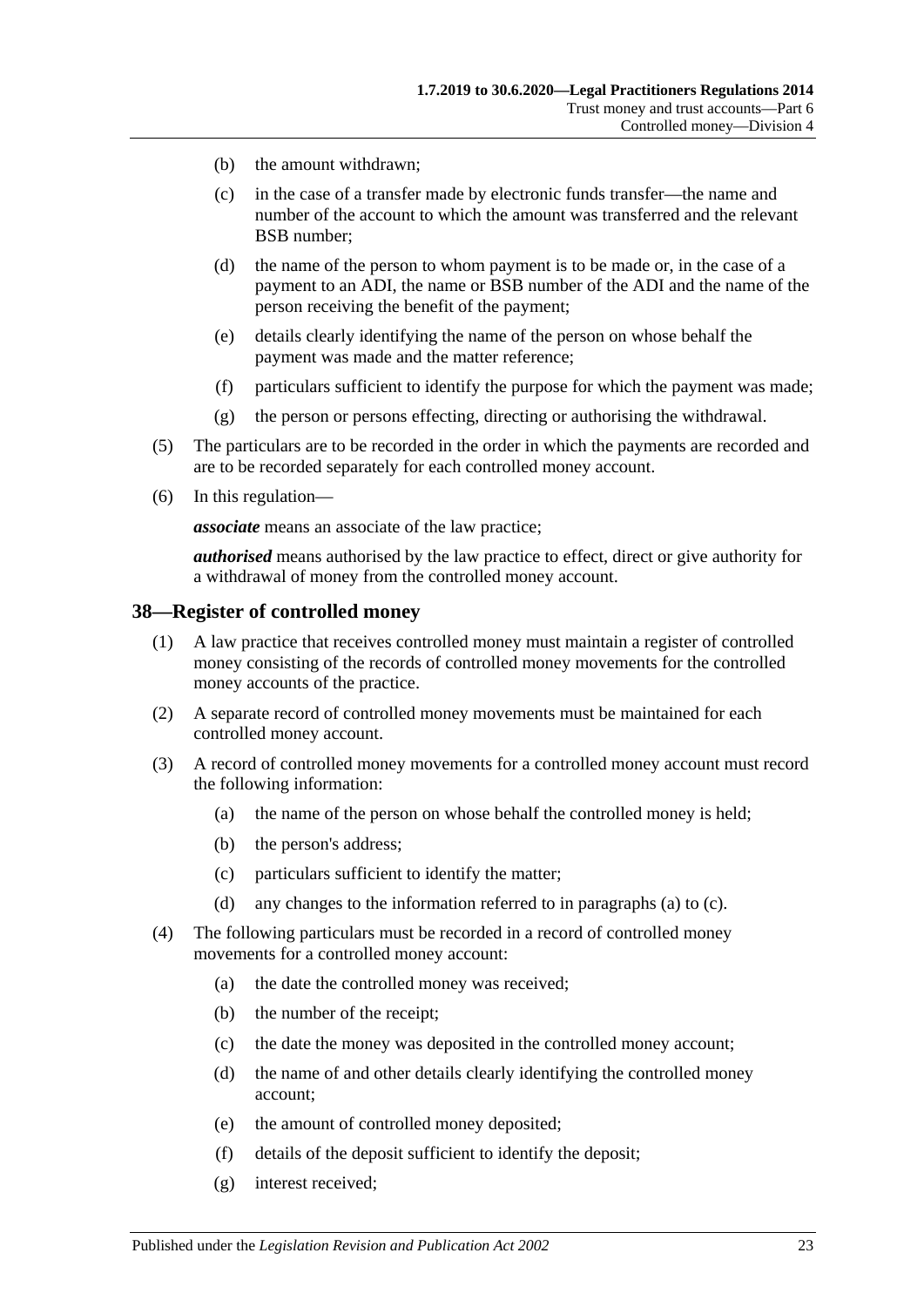(b) the amount withdrawn;

(c) in the case of a transfer made by electronic funds transfer—the name and number of the account to which the amount was transferred and the relevant BSB number;

(d) the name of the person to whom payment is to be made or, in the case of a payment to an ADI, the name or BSB number of the ADI and the name of the person receiving the benefit of the payment;

(e) details clearly identifying the name of the person on whose behalf the payment was made and the matter reference;

(f) particulars sufficient to identify the purpose for which the payment was made;

(g) the person or persons effecting, directing or authorising the withdrawal.

(5) The particulars are to be recorded in the order in which the payments are recorded and are to be recorded separately for each controlled money account.

(6) In this regulation—

***associate*** means an associate of the law practice;

***authorised*** means authorised by the law practice to effect, direct or give authority for a withdrawal of money from the controlled money account.

## 38—Register of controlled money

(1) A law practice that receives controlled money must maintain a register of controlled money consisting of the records of controlled money movements for the controlled money accounts of the practice.

(2) A separate record of controlled money movements must be maintained for each controlled money account.

(3) A record of controlled money movements for a controlled money account must record the following information:

(a) the name of the person on whose behalf the controlled money is held;

(b) the person's address;

(c) particulars sufficient to identify the matter;

(d) any changes to the information referred to in paragraphs (a) to (c).

(4) The following particulars must be recorded in a record of controlled money movements for a controlled money account:

(a) the date the controlled money was received;

(b) the number of the receipt;

(c) the date the money was deposited in the controlled money account;

(d) the name of and other details clearly identifying the controlled money account;

(e) the amount of controlled money deposited;

(f) details of the deposit sufficient to identify the deposit;

(g) interest received;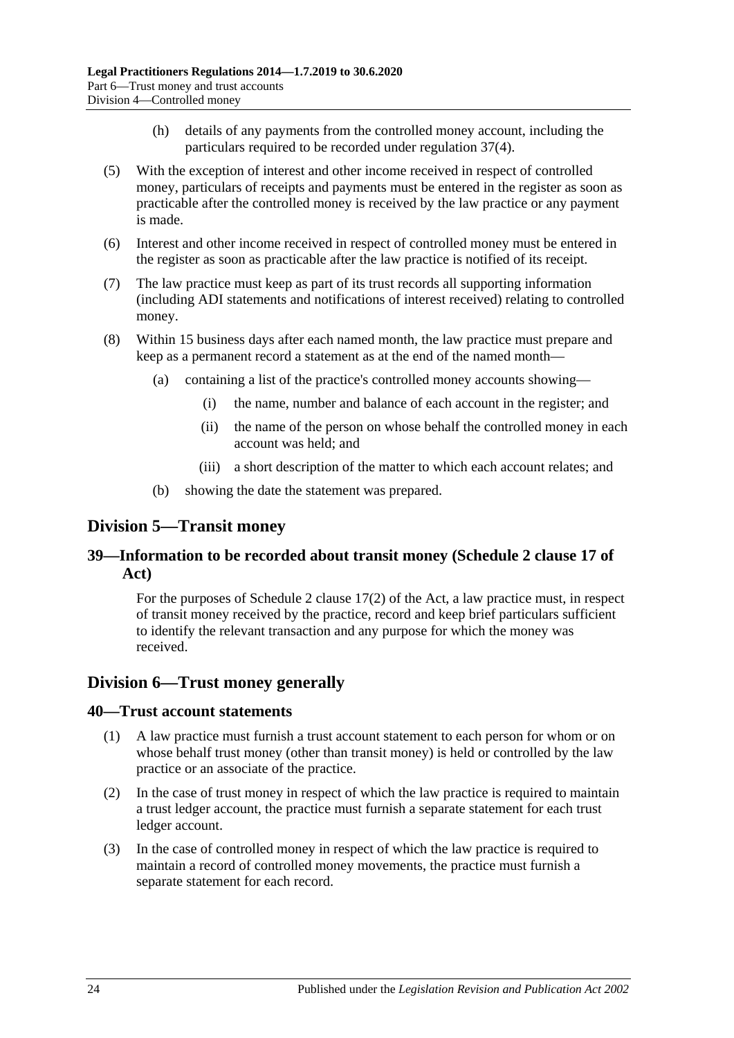(h) details of any payments from the controlled money account, including the particulars required to be recorded under regulation 37(4).

(5) With the exception of interest and other income received in respect of controlled money, particulars of receipts and payments must be entered in the register as soon as practicable after the controlled money is received by the law practice or any payment is made.

(6) Interest and other income received in respect of controlled money must be entered in the register as soon as practicable after the law practice is notified of its receipt.

(7) The law practice must keep as part of its trust records all supporting information (including ADI statements and notifications of interest received) relating to controlled money.

(8) Within 15 business days after each named month, the law practice must prepare and keep as a permanent record a statement as at the end of the named month—

(a) containing a list of the practice's controlled money accounts showing—

(i) the name, number and balance of each account in the register; and

(ii) the name of the person on whose behalf the controlled money in each account was held; and

(iii) a short description of the matter to which each account relates; and

(b) showing the date the statement was prepared.

## Division 5—Transit money

### 39—Information to be recorded about transit money (Schedule 2 clause 17 of Act)

For the purposes of Schedule 2 clause 17(2) of the Act, a law practice must, in respect of transit money received by the practice, record and keep brief particulars sufficient to identify the relevant transaction and any purpose for which the money was received.

## Division 6—Trust money generally

### 40—Trust account statements

(1) A law practice must furnish a trust account statement to each person for whom or on whose behalf trust money (other than transit money) is held or controlled by the law practice or an associate of the practice.

(2) In the case of trust money in respect of which the law practice is required to maintain a trust ledger account, the practice must furnish a separate statement for each trust ledger account.

(3) In the case of controlled money in respect of which the law practice is required to maintain a record of controlled money movements, the practice must furnish a separate statement for each record.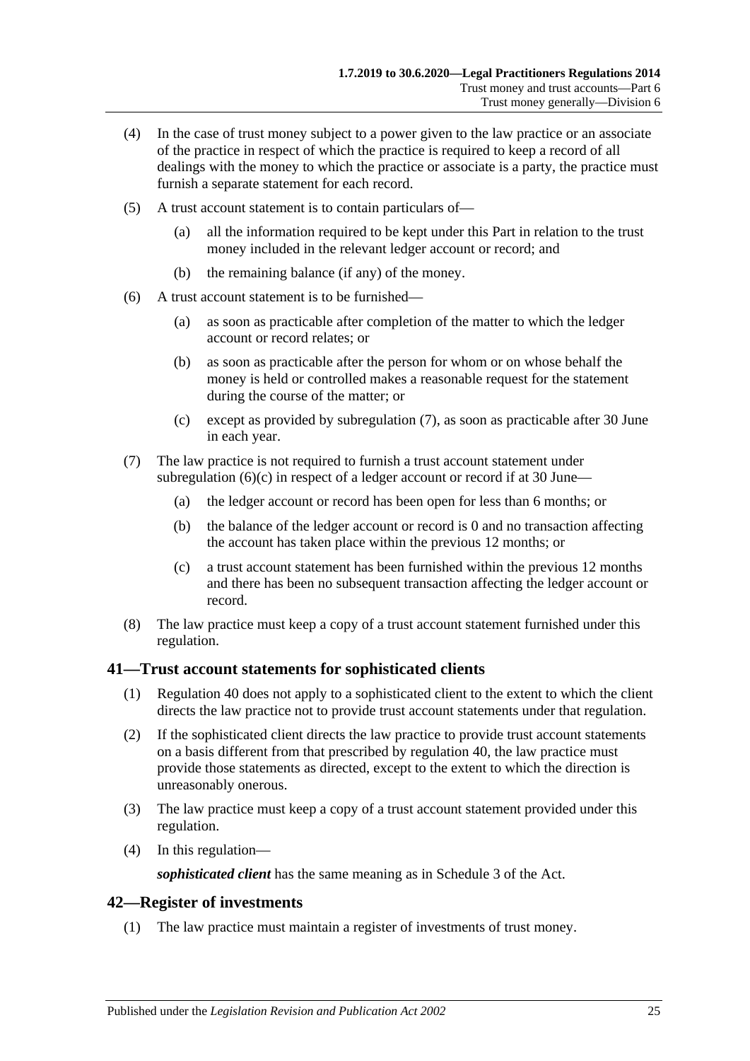(4) In the case of trust money subject to a power given to the law practice or an associate of the practice in respect of which the practice is required to keep a record of all dealings with the money to which the practice or associate is a party, the practice must furnish a separate statement for each record.

(5) A trust account statement is to contain particulars of—

  (a) all the information required to be kept under this Part in relation to the trust money included in the relevant ledger account or record; and

  (b) the remaining balance (if any) of the money.

(6) A trust account statement is to be furnished—

  (a) as soon as practicable after completion of the matter to which the ledger account or record relates; or

  (b) as soon as practicable after the person for whom or on whose behalf the money is held or controlled makes a reasonable request for the statement during the course of the matter; or

  (c) except as provided by subregulation (7), as soon as practicable after 30 June in each year.

(7) The law practice is not required to furnish a trust account statement under subregulation (6)(c) in respect of a ledger account or record if at 30 June—

  (a) the ledger account or record has been open for less than 6 months; or

  (b) the balance of the ledger account or record is 0 and no transaction affecting the account has taken place within the previous 12 months; or

  (c) a trust account statement has been furnished within the previous 12 months and there has been no subsequent transaction affecting the ledger account or record.

(8) The law practice must keep a copy of a trust account statement furnished under this regulation.

## 41—Trust account statements for sophisticated clients

(1) Regulation 40 does not apply to a sophisticated client to the extent to which the client directs the law practice not to provide trust account statements under that regulation.

(2) If the sophisticated client directs the law practice to provide trust account statements on a basis different from that prescribed by regulation 40, the law practice must provide those statements as directed, except to the extent to which the direction is unreasonably onerous.

(3) The law practice must keep a copy of a trust account statement provided under this regulation.

(4) In this regulation—

***sophisticated client*** has the same meaning as in Schedule 3 of the Act.

## 42—Register of investments

(1) The law practice must maintain a register of investments of trust money.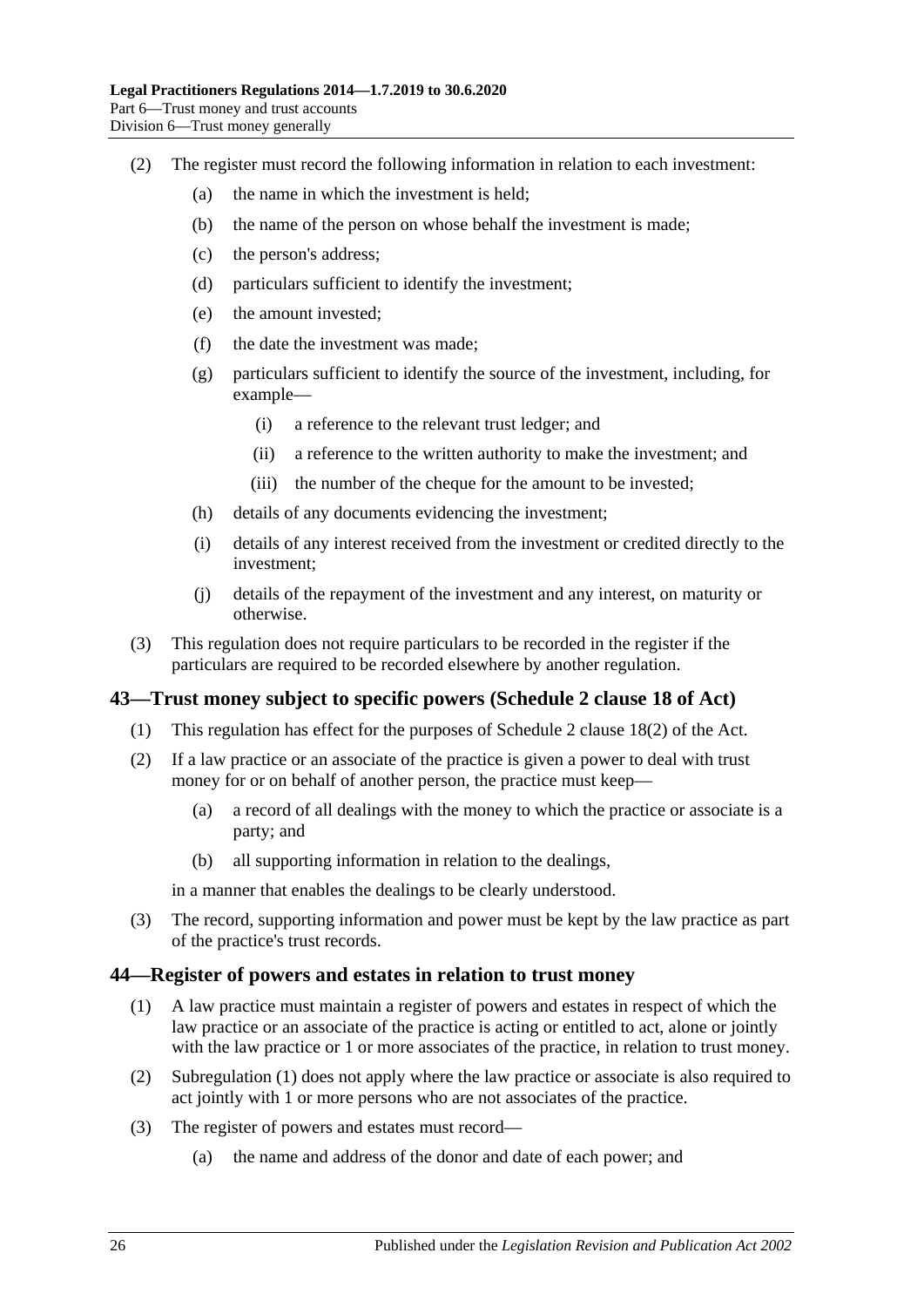(2) The register must record the following information in relation to each investment:

(a) the name in which the investment is held;

(b) the name of the person on whose behalf the investment is made;

(c) the person's address;

(d) particulars sufficient to identify the investment;

(e) the amount invested;

(f) the date the investment was made;

(g) particulars sufficient to identify the source of the investment, including, for example—

(i) a reference to the relevant trust ledger; and

(ii) a reference to the written authority to make the investment; and

(iii) the number of the cheque for the amount to be invested;

(h) details of any documents evidencing the investment;

(i) details of any interest received from the investment or credited directly to the investment;

(j) details of the repayment of the investment and any interest, on maturity or otherwise.

(3) This regulation does not require particulars to be recorded in the register if the particulars are required to be recorded elsewhere by another regulation.

## 43—Trust money subject to specific powers (Schedule 2 clause 18 of Act)

(1) This regulation has effect for the purposes of Schedule 2 clause 18(2) of the Act.

(2) If a law practice or an associate of the practice is given a power to deal with trust money for or on behalf of another person, the practice must keep—

(a) a record of all dealings with the money to which the practice or associate is a party; and

(b) all supporting information in relation to the dealings,

in a manner that enables the dealings to be clearly understood.

(3) The record, supporting information and power must be kept by the law practice as part of the practice's trust records.

## 44—Register of powers and estates in relation to trust money

(1) A law practice must maintain a register of powers and estates in respect of which the law practice or an associate of the practice is acting or entitled to act, alone or jointly with the law practice or 1 or more associates of the practice, in relation to trust money.

(2) Subregulation (1) does not apply where the law practice or associate is also required to act jointly with 1 or more persons who are not associates of the practice.

(3) The register of powers and estates must record—

(a) the name and address of the donor and date of each power; and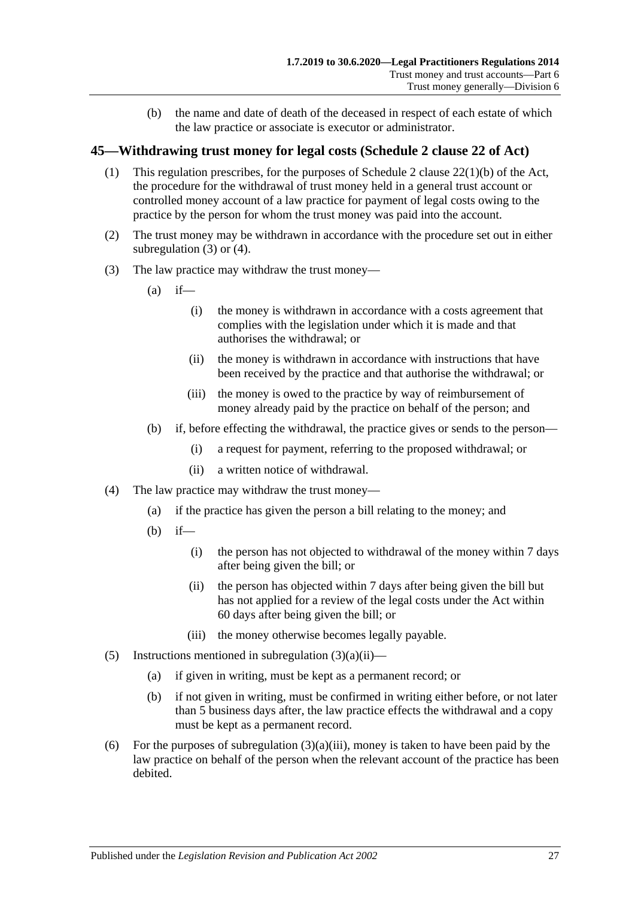(b) the name and date of death of the deceased in respect of each estate of which the law practice or associate is executor or administrator.

## 45—Withdrawing trust money for legal costs (Schedule 2 clause 22 of Act)

(1) This regulation prescribes, for the purposes of Schedule 2 clause 22(1)(b) of the Act, the procedure for the withdrawal of trust money held in a general trust account or controlled money account of a law practice for payment of legal costs owing to the practice by the person for whom the trust money was paid into the account.

(2) The trust money may be withdrawn in accordance with the procedure set out in either subregulation (3) or (4).

(3) The law practice may withdraw the trust money—

  (a) if—

    (i) the money is withdrawn in accordance with a costs agreement that complies with the legislation under which it is made and that authorises the withdrawal; or

    (ii) the money is withdrawn in accordance with instructions that have been received by the practice and that authorise the withdrawal; or

    (iii) the money is owed to the practice by way of reimbursement of money already paid by the practice on behalf of the person; and

  (b) if, before effecting the withdrawal, the practice gives or sends to the person—

    (i) a request for payment, referring to the proposed withdrawal; or

    (ii) a written notice of withdrawal.

(4) The law practice may withdraw the trust money—

  (a) if the practice has given the person a bill relating to the money; and

  (b) if—

    (i) the person has not objected to withdrawal of the money within 7 days after being given the bill; or

    (ii) the person has objected within 7 days after being given the bill but has not applied for a review of the legal costs under the Act within 60 days after being given the bill; or

    (iii) the money otherwise becomes legally payable.

(5) Instructions mentioned in subregulation (3)(a)(ii)—

  (a) if given in writing, must be kept as a permanent record; or

  (b) if not given in writing, must be confirmed in writing either before, or not later than 5 business days after, the law practice effects the withdrawal and a copy must be kept as a permanent record.

(6) For the purposes of subregulation (3)(a)(iii), money is taken to have been paid by the law practice on behalf of the person when the relevant account of the practice has been debited.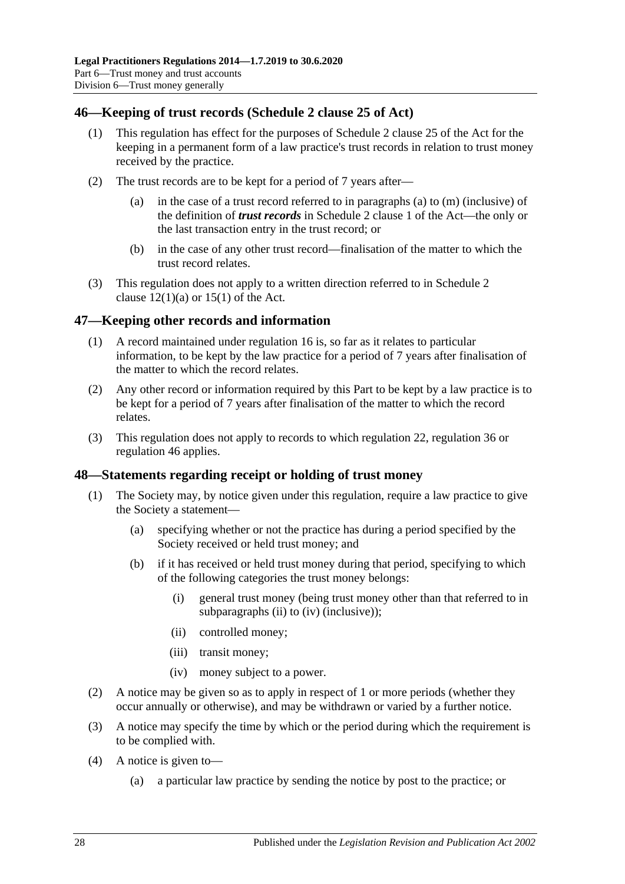## 46—Keeping of trust records (Schedule 2 clause 25 of Act)

(1) This regulation has effect for the purposes of Schedule 2 clause 25 of the Act for the keeping in a permanent form of a law practice's trust records in relation to trust money received by the practice.

(2) The trust records are to be kept for a period of 7 years after—

(a) in the case of a trust record referred to in paragraphs (a) to (m) (inclusive) of the definition of ***trust records*** in Schedule 2 clause 1 of the Act—the only or the last transaction entry in the trust record; or

(b) in the case of any other trust record—finalisation of the matter to which the trust record relates.

(3) This regulation does not apply to a written direction referred to in Schedule 2 clause 12(1)(a) or 15(1) of the Act.

## 47—Keeping other records and information

(1) A record maintained under regulation 16 is, so far as it relates to particular information, to be kept by the law practice for a period of 7 years after finalisation of the matter to which the record relates.

(2) Any other record or information required by this Part to be kept by a law practice is to be kept for a period of 7 years after finalisation of the matter to which the record relates.

(3) This regulation does not apply to records to which regulation 22, regulation 36 or regulation 46 applies.

## 48—Statements regarding receipt or holding of trust money

(1) The Society may, by notice given under this regulation, require a law practice to give the Society a statement—

(a) specifying whether or not the practice has during a period specified by the Society received or held trust money; and

(b) if it has received or held trust money during that period, specifying to which of the following categories the trust money belongs:

(i) general trust money (being trust money other than that referred to in subparagraphs (ii) to (iv) (inclusive));

(ii) controlled money;

(iii) transit money;

(iv) money subject to a power.

(2) A notice may be given so as to apply in respect of 1 or more periods (whether they occur annually or otherwise), and may be withdrawn or varied by a further notice.

(3) A notice may specify the time by which or the period during which the requirement is to be complied with.

(4) A notice is given to—

(a) a particular law practice by sending the notice by post to the practice; or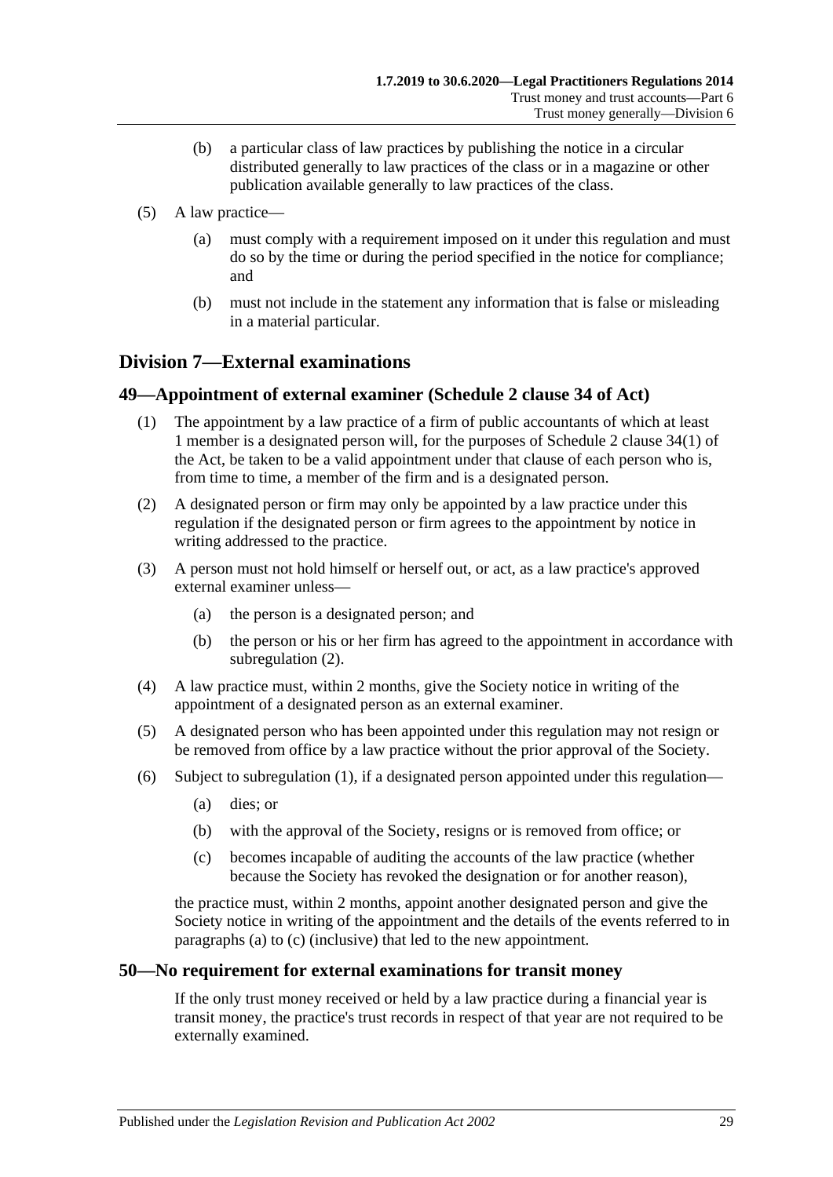(b) a particular class of law practices by publishing the notice in a circular distributed generally to law practices of the class or in a magazine or other publication available generally to law practices of the class.

(5) A law practice—

(a) must comply with a requirement imposed on it under this regulation and must do so by the time or during the period specified in the notice for compliance; and

(b) must not include in the statement any information that is false or misleading in a material particular.

## Division 7—External examinations

### 49—Appointment of external examiner (Schedule 2 clause 34 of Act)

(1) The appointment by a law practice of a firm of public accountants of which at least 1 member is a designated person will, for the purposes of Schedule 2 clause 34(1) of the Act, be taken to be a valid appointment under that clause of each person who is, from time to time, a member of the firm and is a designated person.

(2) A designated person or firm may only be appointed by a law practice under this regulation if the designated person or firm agrees to the appointment by notice in writing addressed to the practice.

(3) A person must not hold himself or herself out, or act, as a law practice's approved external examiner unless—

(a) the person is a designated person; and

(b) the person or his or her firm has agreed to the appointment in accordance with subregulation (2).

(4) A law practice must, within 2 months, give the Society notice in writing of the appointment of a designated person as an external examiner.

(5) A designated person who has been appointed under this regulation may not resign or be removed from office by a law practice without the prior approval of the Society.

(6) Subject to subregulation (1), if a designated person appointed under this regulation—

(a) dies; or

(b) with the approval of the Society, resigns or is removed from office; or

(c) becomes incapable of auditing the accounts of the law practice (whether because the Society has revoked the designation or for another reason),

the practice must, within 2 months, appoint another designated person and give the Society notice in writing of the appointment and the details of the events referred to in paragraphs (a) to (c) (inclusive) that led to the new appointment.

### 50—No requirement for external examinations for transit money

If the only trust money received or held by a law practice during a financial year is transit money, the practice's trust records in respect of that year are not required to be externally examined.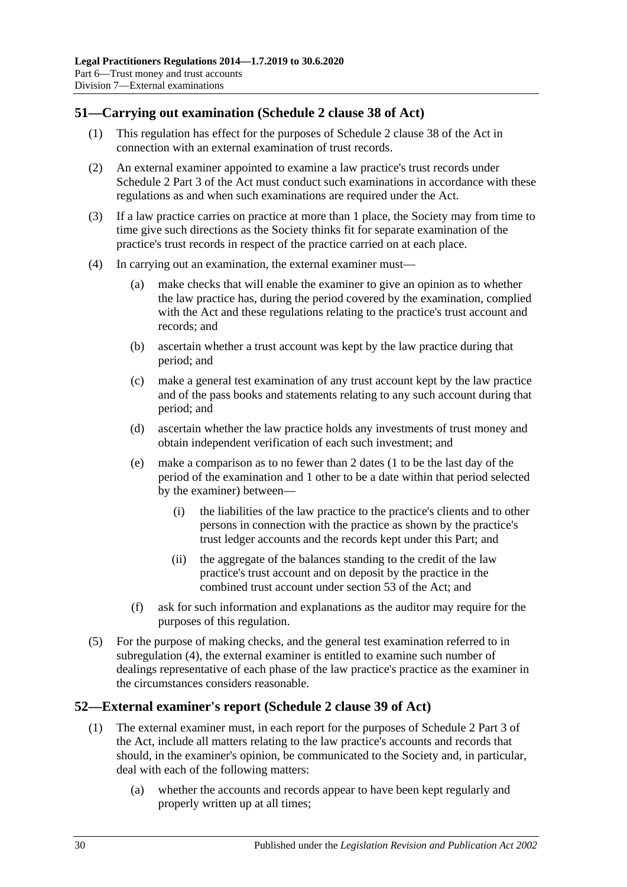## 51—Carrying out examination (Schedule 2 clause 38 of Act)

(1) This regulation has effect for the purposes of Schedule 2 clause 38 of the Act in connection with an external examination of trust records.

(2) An external examiner appointed to examine a law practice's trust records under Schedule 2 Part 3 of the Act must conduct such examinations in accordance with these regulations as and when such examinations are required under the Act.

(3) If a law practice carries on practice at more than 1 place, the Society may from time to time give such directions as the Society thinks fit for separate examination of the practice's trust records in respect of the practice carried on at each place.

(4) In carrying out an examination, the external examiner must—

(a) make checks that will enable the examiner to give an opinion as to whether the law practice has, during the period covered by the examination, complied with the Act and these regulations relating to the practice's trust account and records; and

(b) ascertain whether a trust account was kept by the law practice during that period; and

(c) make a general test examination of any trust account kept by the law practice and of the pass books and statements relating to any such account during that period; and

(d) ascertain whether the law practice holds any investments of trust money and obtain independent verification of each such investment; and

(e) make a comparison as to no fewer than 2 dates (1 to be the last day of the period of the examination and 1 other to be a date within that period selected by the examiner) between—

(i) the liabilities of the law practice to the practice's clients and to other persons in connection with the practice as shown by the practice's trust ledger accounts and the records kept under this Part; and

(ii) the aggregate of the balances standing to the credit of the law practice's trust account and on deposit by the practice in the combined trust account under section 53 of the Act; and

(f) ask for such information and explanations as the auditor may require for the purposes of this regulation.

(5) For the purpose of making checks, and the general test examination referred to in subregulation (4), the external examiner is entitled to examine such number of dealings representative of each phase of the law practice's practice as the examiner in the circumstances considers reasonable.

## 52—External examiner's report (Schedule 2 clause 39 of Act)

(1) The external examiner must, in each report for the purposes of Schedule 2 Part 3 of the Act, include all matters relating to the law practice's accounts and records that should, in the examiner's opinion, be communicated to the Society and, in particular, deal with each of the following matters:

(a) whether the accounts and records appear to have been kept regularly and properly written up at all times;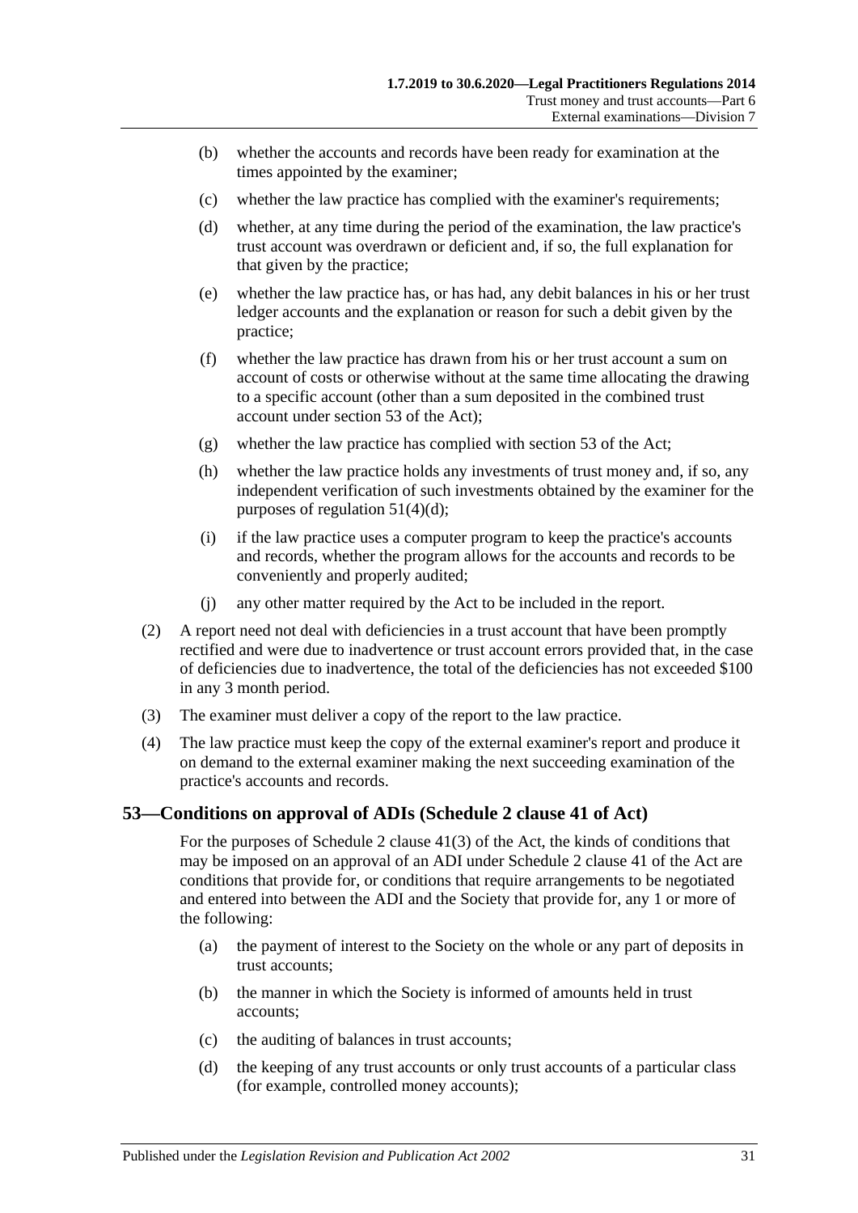(b) whether the accounts and records have been ready for examination at the times appointed by the examiner;

(c) whether the law practice has complied with the examiner's requirements;

(d) whether, at any time during the period of the examination, the law practice's trust account was overdrawn or deficient and, if so, the full explanation for that given by the practice;

(e) whether the law practice has, or has had, any debit balances in his or her trust ledger accounts and the explanation or reason for such a debit given by the practice;

(f) whether the law practice has drawn from his or her trust account a sum on account of costs or otherwise without at the same time allocating the drawing to a specific account (other than a sum deposited in the combined trust account under section 53 of the Act);

(g) whether the law practice has complied with section 53 of the Act;

(h) whether the law practice holds any investments of trust money and, if so, any independent verification of such investments obtained by the examiner for the purposes of regulation 51(4)(d);

(i) if the law practice uses a computer program to keep the practice's accounts and records, whether the program allows for the accounts and records to be conveniently and properly audited;

(j) any other matter required by the Act to be included in the report.

(2) A report need not deal with deficiencies in a trust account that have been promptly rectified and were due to inadvertence or trust account errors provided that, in the case of deficiencies due to inadvertence, the total of the deficiencies has not exceeded $100 in any 3 month period.

(3) The examiner must deliver a copy of the report to the law practice.

(4) The law practice must keep the copy of the external examiner's report and produce it on demand to the external examiner making the next succeeding examination of the practice's accounts and records.

## 53—Conditions on approval of ADIs (Schedule 2 clause 41 of Act)

For the purposes of Schedule 2 clause 41(3) of the Act, the kinds of conditions that may be imposed on an approval of an ADI under Schedule 2 clause 41 of the Act are conditions that provide for, or conditions that require arrangements to be negotiated and entered into between the ADI and the Society that provide for, any 1 or more of the following:

(a) the payment of interest to the Society on the whole or any part of deposits in trust accounts;

(b) the manner in which the Society is informed of amounts held in trust accounts;

(c) the auditing of balances in trust accounts;

(d) the keeping of any trust accounts or only trust accounts of a particular class (for example, controlled money accounts);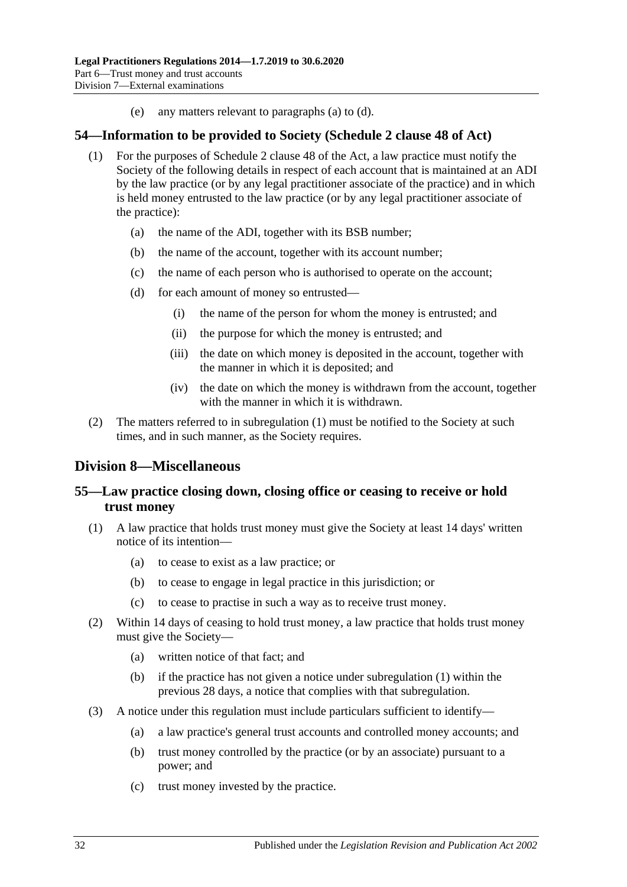(e) any matters relevant to paragraphs (a) to (d).

## 54—Information to be provided to Society (Schedule 2 clause 48 of Act)

(1) For the purposes of Schedule 2 clause 48 of the Act, a law practice must notify the Society of the following details in respect of each account that is maintained at an ADI by the law practice (or by any legal practitioner associate of the practice) and in which is held money entrusted to the law practice (or by any legal practitioner associate of the practice):

(a) the name of the ADI, together with its BSB number;

(b) the name of the account, together with its account number;

(c) the name of each person who is authorised to operate on the account;

(d) for each amount of money so entrusted—

(i) the name of the person for whom the money is entrusted; and

(ii) the purpose for which the money is entrusted; and

(iii) the date on which money is deposited in the account, together with the manner in which it is deposited; and

(iv) the date on which the money is withdrawn from the account, together with the manner in which it is withdrawn.

(2) The matters referred to in subregulation (1) must be notified to the Society at such times, and in such manner, as the Society requires.

# Division 8—Miscellaneous

## 55—Law practice closing down, closing office or ceasing to receive or hold trust money

(1) A law practice that holds trust money must give the Society at least 14 days' written notice of its intention—

(a) to cease to exist as a law practice; or

(b) to cease to engage in legal practice in this jurisdiction; or

(c) to cease to practise in such a way as to receive trust money.

(2) Within 14 days of ceasing to hold trust money, a law practice that holds trust money must give the Society—

(a) written notice of that fact; and

(b) if the practice has not given a notice under subregulation (1) within the previous 28 days, a notice that complies with that subregulation.

(3) A notice under this regulation must include particulars sufficient to identify—

(a) a law practice's general trust accounts and controlled money accounts; and

(b) trust money controlled by the practice (or by an associate) pursuant to a power; and

(c) trust money invested by the practice.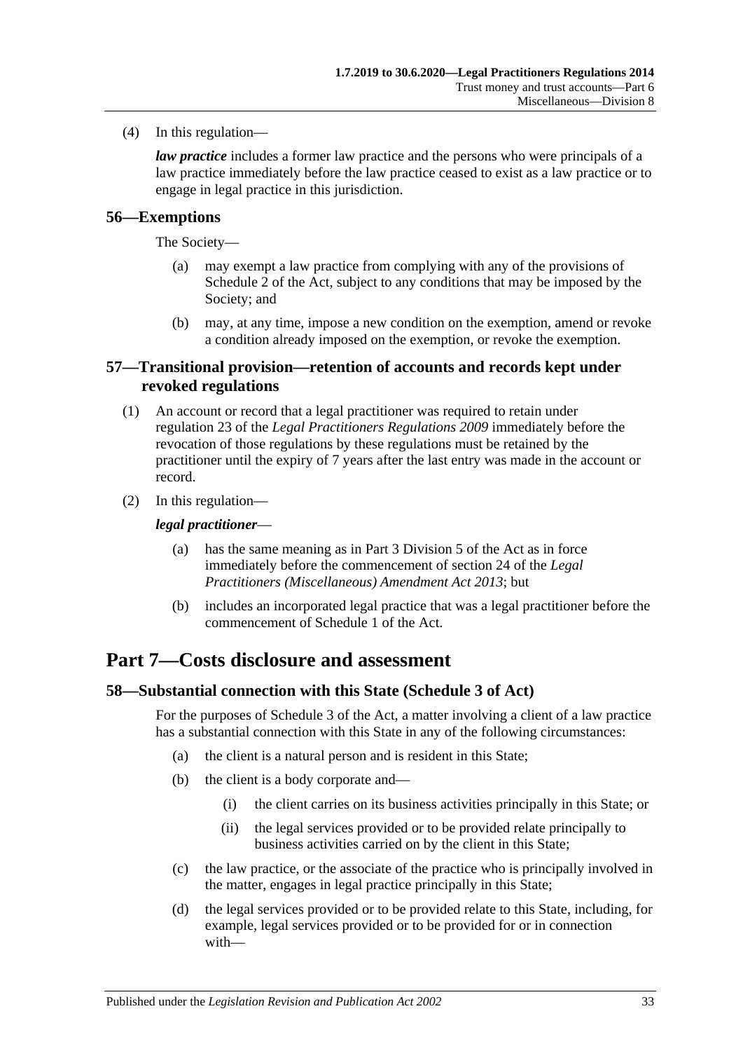(4) In this regulation—

***law practice*** includes a former law practice and the persons who were principals of a law practice immediately before the law practice ceased to exist as a law practice or to engage in legal practice in this jurisdiction.

### 56—Exemptions

The Society—

(a) may exempt a law practice from complying with any of the provisions of Schedule 2 of the Act, subject to any conditions that may be imposed by the Society; and

(b) may, at any time, impose a new condition on the exemption, amend or revoke a condition already imposed on the exemption, or revoke the exemption.

### 57—Transitional provision—retention of accounts and records kept under revoked regulations

(1) An account or record that a legal practitioner was required to retain under regulation 23 of the *Legal Practitioners Regulations 2009* immediately before the revocation of those regulations by these regulations must be retained by the practitioner until the expiry of 7 years after the last entry was made in the account or record.

(2) In this regulation—

***legal practitioner***—

(a) has the same meaning as in Part 3 Division 5 of the Act as in force immediately before the commencement of section 24 of the *Legal Practitioners (Miscellaneous) Amendment Act 2013*; but

(b) includes an incorporated legal practice that was a legal practitioner before the commencement of Schedule 1 of the Act.

## Part 7—Costs disclosure and assessment

### 58—Substantial connection with this State (Schedule 3 of Act)

For the purposes of Schedule 3 of the Act, a matter involving a client of a law practice has a substantial connection with this State in any of the following circumstances:

(a) the client is a natural person and is resident in this State;

(b) the client is a body corporate and—

(i) the client carries on its business activities principally in this State; or

(ii) the legal services provided or to be provided relate principally to business activities carried on by the client in this State;

(c) the law practice, or the associate of the practice who is principally involved in the matter, engages in legal practice principally in this State;

(d) the legal services provided or to be provided relate to this State, including, for example, legal services provided or to be provided for or in connection with—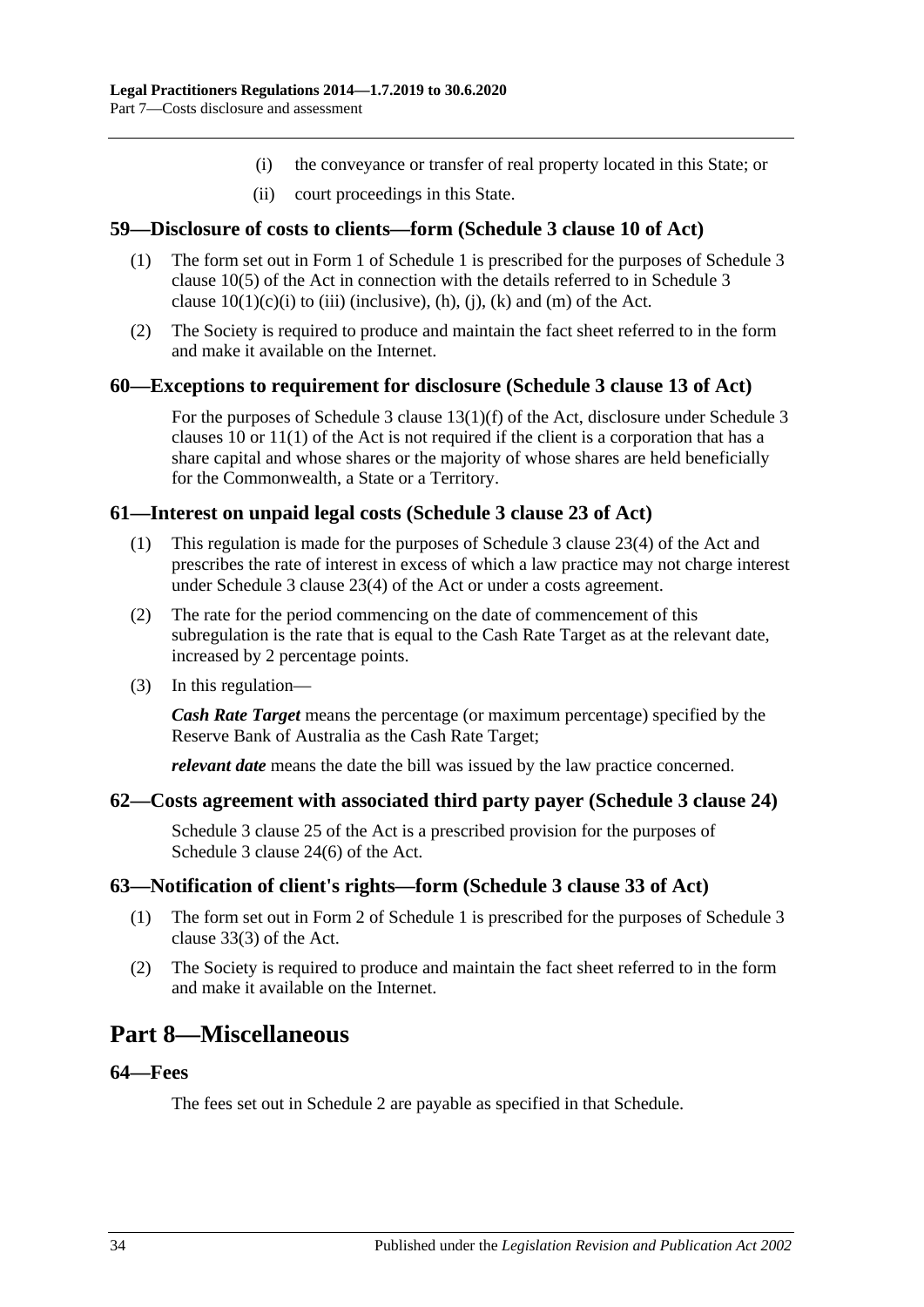(i) the conveyance or transfer of real property located in this State; or

(ii) court proceedings in this State.

### 59—Disclosure of costs to clients—form (Schedule 3 clause 10 of Act)

(1) The form set out in Form 1 of Schedule 1 is prescribed for the purposes of Schedule 3 clause 10(5) of the Act in connection with the details referred to in Schedule 3 clause 10(1)(c)(i) to (iii) (inclusive), (h), (j), (k) and (m) of the Act.

(2) The Society is required to produce and maintain the fact sheet referred to in the form and make it available on the Internet.

### 60—Exceptions to requirement for disclosure (Schedule 3 clause 13 of Act)

For the purposes of Schedule 3 clause 13(1)(f) of the Act, disclosure under Schedule 3 clauses 10 or 11(1) of the Act is not required if the client is a corporation that has a share capital and whose shares or the majority of whose shares are held beneficially for the Commonwealth, a State or a Territory.

### 61—Interest on unpaid legal costs (Schedule 3 clause 23 of Act)

(1) This regulation is made for the purposes of Schedule 3 clause 23(4) of the Act and prescribes the rate of interest in excess of which a law practice may not charge interest under Schedule 3 clause 23(4) of the Act or under a costs agreement.

(2) The rate for the period commencing on the date of commencement of this subregulation is the rate that is equal to the Cash Rate Target as at the relevant date, increased by 2 percentage points.

(3) In this regulation—

***Cash Rate Target*** means the percentage (or maximum percentage) specified by the Reserve Bank of Australia as the Cash Rate Target;

***relevant date*** means the date the bill was issued by the law practice concerned.

### 62—Costs agreement with associated third party payer (Schedule 3 clause 24)

Schedule 3 clause 25 of the Act is a prescribed provision for the purposes of Schedule 3 clause 24(6) of the Act.

### 63—Notification of client's rights—form (Schedule 3 clause 33 of Act)

(1) The form set out in Form 2 of Schedule 1 is prescribed for the purposes of Schedule 3 clause 33(3) of the Act.

(2) The Society is required to produce and maintain the fact sheet referred to in the form and make it available on the Internet.

## Part 8—Miscellaneous

### 64—Fees

The fees set out in Schedule 2 are payable as specified in that Schedule.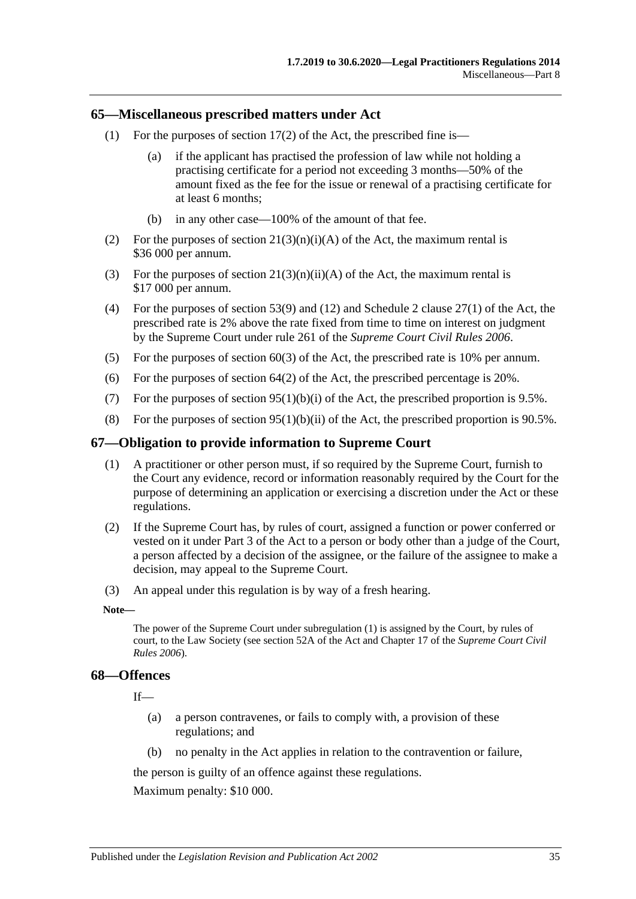## 65—Miscellaneous prescribed matters under Act

(1) For the purposes of section 17(2) of the Act, the prescribed fine is—

  (a) if the applicant has practised the profession of law while not holding a practising certificate for a period not exceeding 3 months—50% of the amount fixed as the fee for the issue or renewal of a practising certificate for at least 6 months;

  (b) in any other case—100% of the amount of that fee.

(2) For the purposes of section 21(3)(n)(i)(A) of the Act, the maximum rental is $36 000 per annum.

(3) For the purposes of section 21(3)(n)(ii)(A) of the Act, the maximum rental is $17 000 per annum.

(4) For the purposes of section 53(9) and (12) and Schedule 2 clause 27(1) of the Act, the prescribed rate is 2% above the rate fixed from time to time on interest on judgment by the Supreme Court under rule 261 of the *Supreme Court Civil Rules 2006*.

(5) For the purposes of section 60(3) of the Act, the prescribed rate is 10% per annum.

(6) For the purposes of section 64(2) of the Act, the prescribed percentage is 20%.

(7) For the purposes of section 95(1)(b)(i) of the Act, the prescribed proportion is 9.5%.

(8) For the purposes of section 95(1)(b)(ii) of the Act, the prescribed proportion is 90.5%.

## 67—Obligation to provide information to Supreme Court

(1) A practitioner or other person must, if so required by the Supreme Court, furnish to the Court any evidence, record or information reasonably required by the Court for the purpose of determining an application or exercising a discretion under the Act or these regulations.

(2) If the Supreme Court has, by rules of court, assigned a function or power conferred or vested on it under Part 3 of the Act to a person or body other than a judge of the Court, a person affected by a decision of the assignee, or the failure of the assignee to make a decision, may appeal to the Supreme Court.

(3) An appeal under this regulation is by way of a fresh hearing.

**Note—**

The power of the Supreme Court under subregulation (1) is assigned by the Court, by rules of court, to the Law Society (see section 52A of the Act and Chapter 17 of the *Supreme Court Civil Rules 2006*).

## 68—Offences

If—

  (a) a person contravenes, or fails to comply with, a provision of these regulations; and

  (b) no penalty in the Act applies in relation to the contravention or failure,

the person is guilty of an offence against these regulations.

Maximum penalty: $10 000.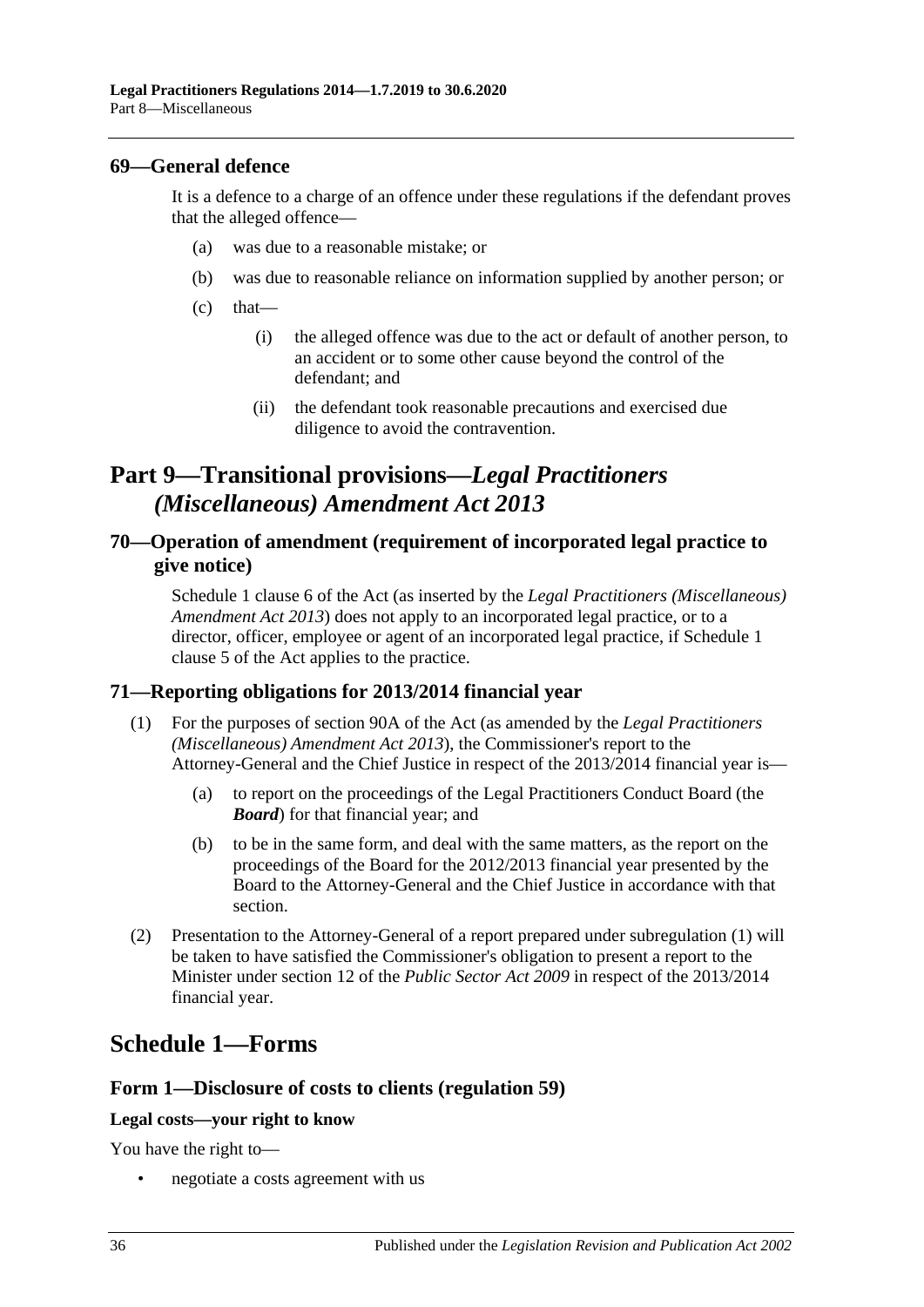### 69—General defence

It is a defence to a charge of an offence under these regulations if the defendant proves that the alleged offence—

(a) was due to a reasonable mistake; or

(b) was due to reasonable reliance on information supplied by another person; or

(c) that—

 (i) the alleged offence was due to the act or default of another person, to an accident or to some other cause beyond the control of the defendant; and

 (ii) the defendant took reasonable precautions and exercised due diligence to avoid the contravention.

## Part 9—Transitional provisions—*Legal Practitioners (Miscellaneous) Amendment Act 2013*

### 70—Operation of amendment (requirement of incorporated legal practice to give notice)

Schedule 1 clause 6 of the Act (as inserted by the *Legal Practitioners (Miscellaneous) Amendment Act 2013*) does not apply to an incorporated legal practice, or to a director, officer, employee or agent of an incorporated legal practice, if Schedule 1 clause 5 of the Act applies to the practice.

### 71—Reporting obligations for 2013/2014 financial year

(1) For the purposes of section 90A of the Act (as amended by the *Legal Practitioners (Miscellaneous) Amendment Act 2013*), the Commissioner's report to the Attorney-General and the Chief Justice in respect of the 2013/2014 financial year is—

 (a) to report on the proceedings of the Legal Practitioners Conduct Board (the ***Board***) for that financial year; and

 (b) to be in the same form, and deal with the same matters, as the report on the proceedings of the Board for the 2012/2013 financial year presented by the Board to the Attorney-General and the Chief Justice in accordance with that section.

(2) Presentation to the Attorney-General of a report prepared under subregulation (1) will be taken to have satisfied the Commissioner's obligation to present a report to the Minister under section 12 of the *Public Sector Act 2009* in respect of the 2013/2014 financial year.

## Schedule 1—Forms

### Form 1—Disclosure of costs to clients (regulation 59)

#### Legal costs—your right to know

You have the right to—

- negotiate a costs agreement with us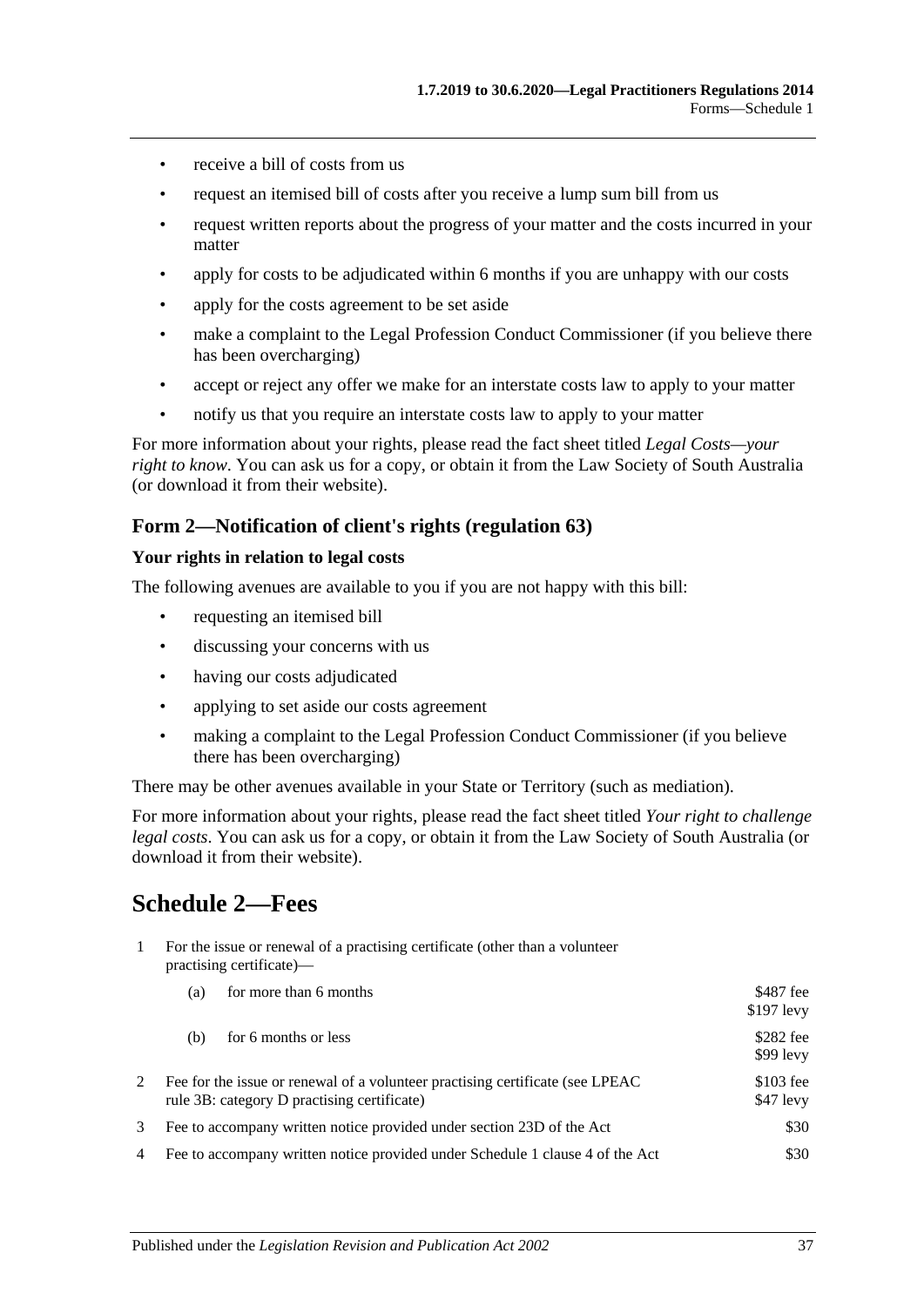- receive a bill of costs from us
- request an itemised bill of costs after you receive a lump sum bill from us
- request written reports about the progress of your matter and the costs incurred in your matter
- apply for costs to be adjudicated within 6 months if you are unhappy with our costs
- apply for the costs agreement to be set aside
- make a complaint to the Legal Profession Conduct Commissioner (if you believe there has been overcharging)
- accept or reject any offer we make for an interstate costs law to apply to your matter
- notify us that you require an interstate costs law to apply to your matter

For more information about your rights, please read the fact sheet titled *Legal Costs—your right to know*. You can ask us for a copy, or obtain it from the Law Society of South Australia (or download it from their website).

### Form 2—Notification of client's rights (regulation 63)

**Your rights in relation to legal costs**

The following avenues are available to you if you are not happy with this bill:

- requesting an itemised bill
- discussing your concerns with us
- having our costs adjudicated
- applying to set aside our costs agreement
- making a complaint to the Legal Profession Conduct Commissioner (if you believe there has been overcharging)

There may be other avenues available in your State or Territory (such as mediation).

For more information about your rights, please read the fact sheet titled *Your right to challenge legal costs*. You can ask us for a copy, or obtain it from the Law Society of South Australia (or download it from their website).

## Schedule 2—Fees

| | | |
|---|---|---|
| 1 | For the issue or renewal of a practising certificate (other than a volunteer practising certificate)— | |
| | (a) for more than 6 months | \$487 fee<br>\$197 levy |
| | (b) for 6 months or less | \$282 fee<br>\$99 levy |
| 2 | Fee for the issue or renewal of a volunteer practising certificate (see LPEAC rule 3B: category D practising certificate) | \$103 fee<br>\$47 levy |
| 3 | Fee to accompany written notice provided under section 23D of the Act | \$30 |
| 4 | Fee to accompany written notice provided under Schedule 1 clause 4 of the Act | \$30 |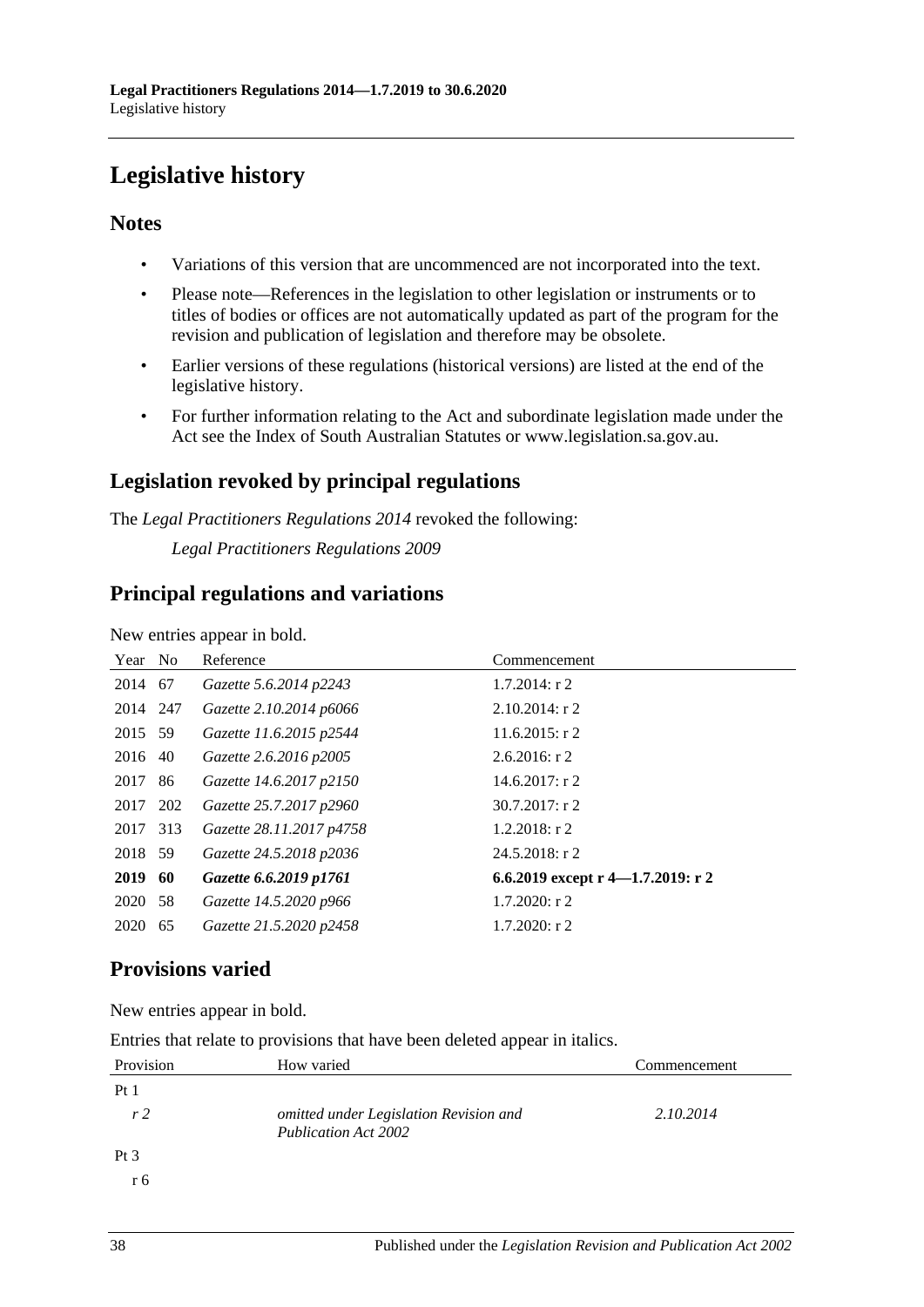# Legislative history

## Notes

- Variations of this version that are uncommenced are not incorporated into the text.
- Please note—References in the legislation to other legislation or instruments or to titles of bodies or offices are not automatically updated as part of the program for the revision and publication of legislation and therefore may be obsolete.
- Earlier versions of these regulations (historical versions) are listed at the end of the legislative history.
- For further information relating to the Act and subordinate legislation made under the Act see the Index of South Australian Statutes or www.legislation.sa.gov.au.

## Legislation revoked by principal regulations

The *Legal Practitioners Regulations 2014* revoked the following:

*Legal Practitioners Regulations 2009*

## Principal regulations and variations

New entries appear in bold.

| Year | No | Reference | Commencement |
|---|---|---|---|
| 2014 | 67 | *Gazette 5.6.2014 p2243* | 1.7.2014: r 2 |
| 2014 | 247 | *Gazette 2.10.2014 p6066* | 2.10.2014: r 2 |
| 2015 | 59 | *Gazette 11.6.2015 p2544* | 11.6.2015: r 2 |
| 2016 | 40 | *Gazette 2.6.2016 p2005* | 2.6.2016: r 2 |
| 2017 | 86 | *Gazette 14.6.2017 p2150* | 14.6.2017: r 2 |
| 2017 | 202 | *Gazette 25.7.2017 p2960* | 30.7.2017: r 2 |
| 2017 | 313 | *Gazette 28.11.2017 p4758* | 1.2.2018: r 2 |
| 2018 | 59 | *Gazette 24.5.2018 p2036* | 24.5.2018: r 2 |
| **2019** | **60** | ***Gazette 6.6.2019 p1761*** | **6.6.2019 except r 4—1.7.2019: r 2** |
| 2020 | 58 | *Gazette 14.5.2020 p966* | 1.7.2020: r 2 |
| 2020 | 65 | *Gazette 21.5.2020 p2458* | 1.7.2020: r 2 |

## Provisions varied

New entries appear in bold.

Entries that relate to provisions that have been deleted appear in italics.

| Provision | How varied | Commencement |
|---|---|---|
| Pt 1 | | |
| *r 2* | *omitted under Legislation Revision and Publication Act 2002* | *2.10.2014* |
| Pt 3 | | |
| r 6 | | |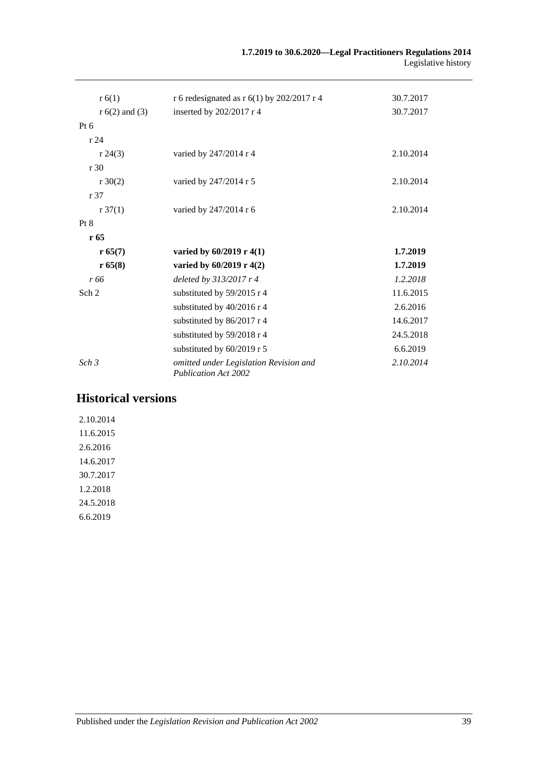| | | |
|---|---|---|
| r 6(1) | r 6 redesignated as r 6(1) by 202/2017 r 4 | 30.7.2017 |
| r 6(2) and (3) | inserted by 202/2017 r 4 | 30.7.2017 |
| Pt 6 | | |
| r 24 | | |
| r 24(3) | varied by 247/2014 r 4 | 2.10.2014 |
| r 30 | | |
| r 30(2) | varied by 247/2014 r 5 | 2.10.2014 |
| r 37 | | |
| r 37(1) | varied by 247/2014 r 6 | 2.10.2014 |
| Pt 8 | | |
| **r 65** | | |
| **r 65(7)** | **varied by 60/2019 r 4(1)** | **1.7.2019** |
| **r 65(8)** | **varied by 60/2019 r 4(2)** | **1.7.2019** |
| *r 66* | *deleted by 313/2017 r 4* | *1.2.2018* |
| Sch 2 | substituted by 59/2015 r 4 | 11.6.2015 |
| | substituted by 40/2016 r 4 | 2.6.2016 |
| | substituted by 86/2017 r 4 | 14.6.2017 |
| | substituted by 59/2018 r 4 | 24.5.2018 |
| | substituted by 60/2019 r 5 | 6.6.2019 |
| *Sch 3* | *omitted under Legislation Revision and Publication Act 2002* | *2.10.2014* |

## Historical versions

2.10.2014
11.6.2015
2.6.2016
14.6.2017
30.7.2017
1.2.2018
24.5.2018
6.6.2019